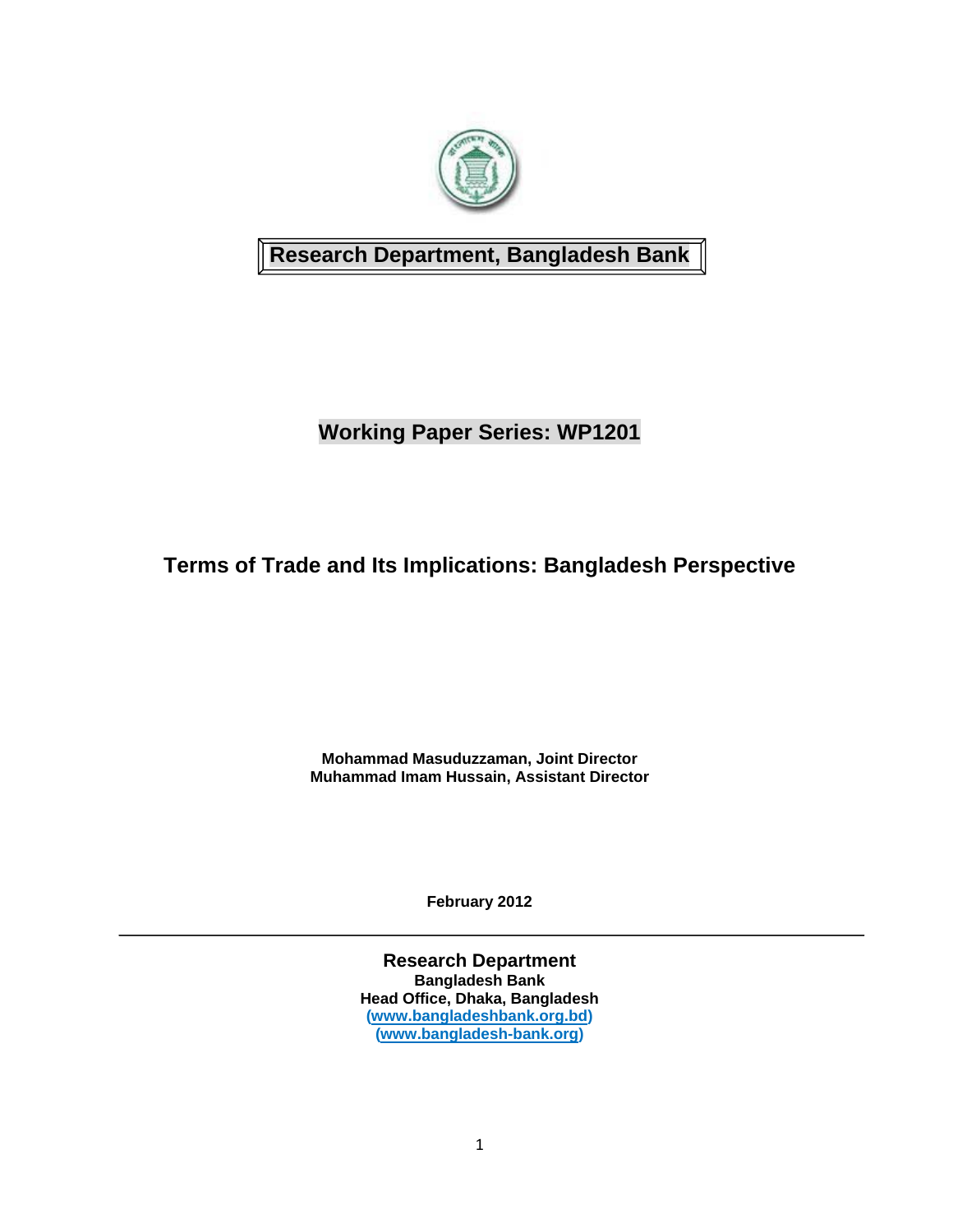**Research Department, Bangladesh Bank**

## Working Paper Series: WP1201

# Terms of Trade and Its Implications: Bangladesh Perspective

**Mohammad Masuduzzaman, Joint Director**
**Muhammad Imam Hussain, Assistant Director**

**February 2012**

---

**Research Department**
**Bangladesh Bank**
**Head Office, Dhaka, Bangladesh**
**(www.bangladeshbank.org.bd)**
**(www.bangladesh-bank.org)**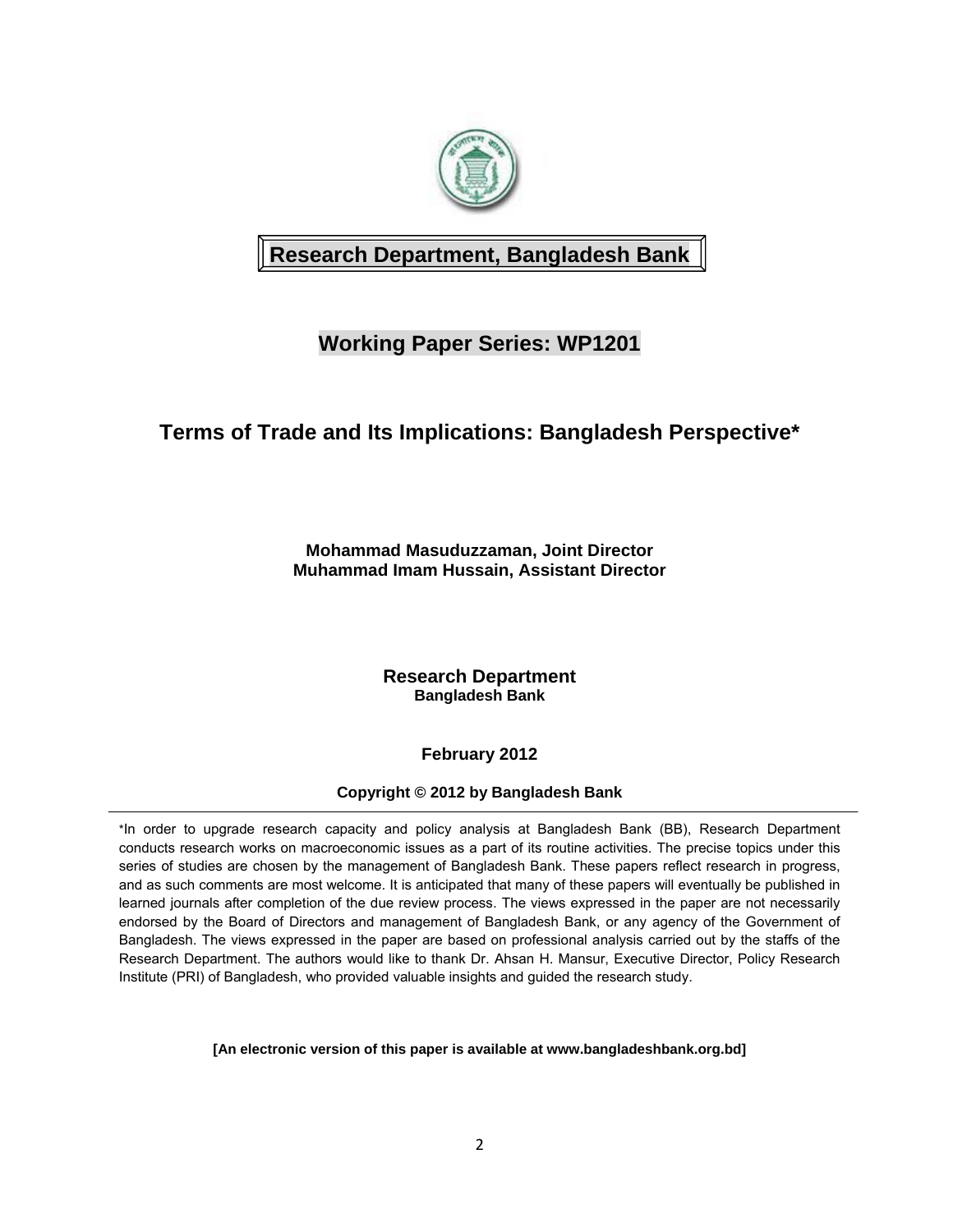**Research Department, Bangladesh Bank**

## Working Paper Series: WP1201

# Terms of Trade and Its Implications: Bangladesh Perspective*

**Mohammad Masuduzzaman, Joint Director**
**Muhammad Imam Hussain, Assistant Director**

**Research Department**
**Bangladesh Bank**

**February 2012**

**Copyright © 2012 by Bangladesh Bank**

---

*In order to upgrade research capacity and policy analysis at Bangladesh Bank (BB), Research Department conducts research works on macroeconomic issues as a part of its routine activities. The precise topics under this series of studies are chosen by the management of Bangladesh Bank. These papers reflect research in progress, and as such comments are most welcome. It is anticipated that many of these papers will eventually be published in learned journals after completion of the due review process. The views expressed in the paper are not necessarily endorsed by the Board of Directors and management of Bangladesh Bank, or any agency of the Government of Bangladesh. The views expressed in the paper are based on professional analysis carried out by the staffs of the Research Department. The authors would like to thank Dr. Ahsan H. Mansur, Executive Director, Policy Research Institute (PRI) of Bangladesh, who provided valuable insights and guided the research study.

**[An electronic version of this paper is available at www.bangladeshbank.org.bd]**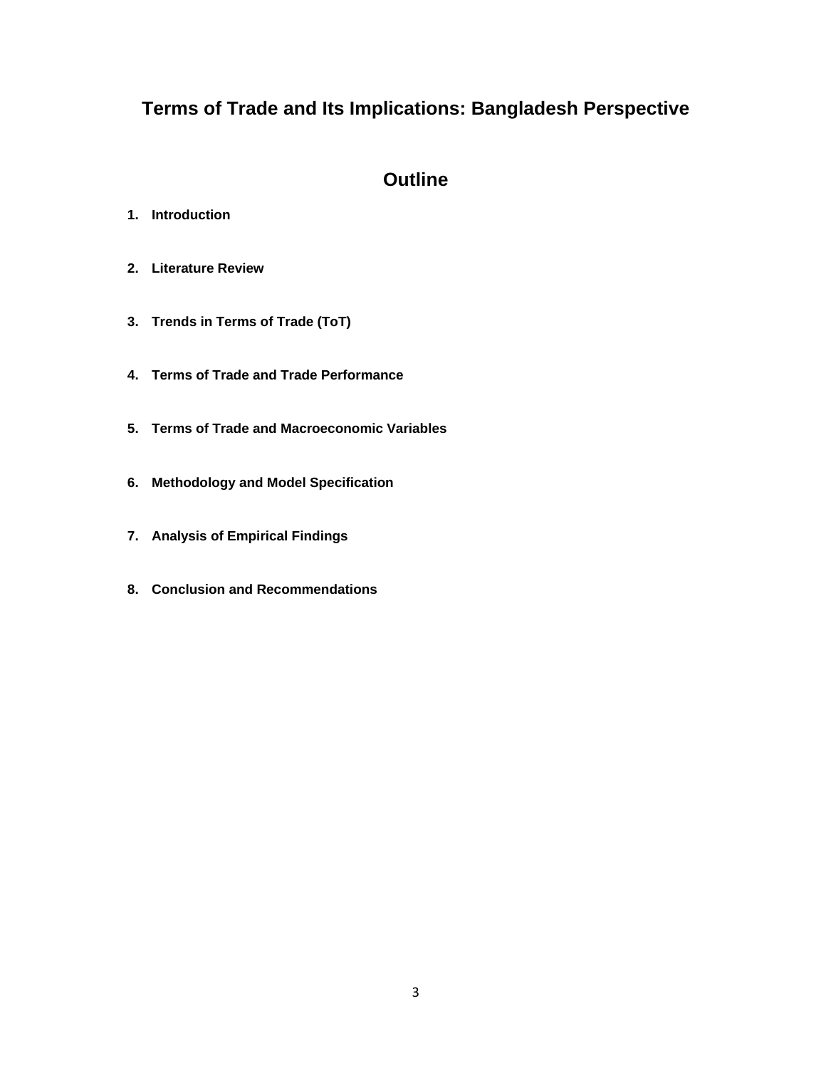# Terms of Trade and Its Implications: Bangladesh Perspective

## Outline

1. **Introduction**
2. **Literature Review**
3. **Trends in Terms of Trade (ToT)**
4. **Terms of Trade and Trade Performance**
5. **Terms of Trade and Macroeconomic Variables**
6. **Methodology and Model Specification**
7. **Analysis of Empirical Findings**
8. **Conclusion and Recommendations**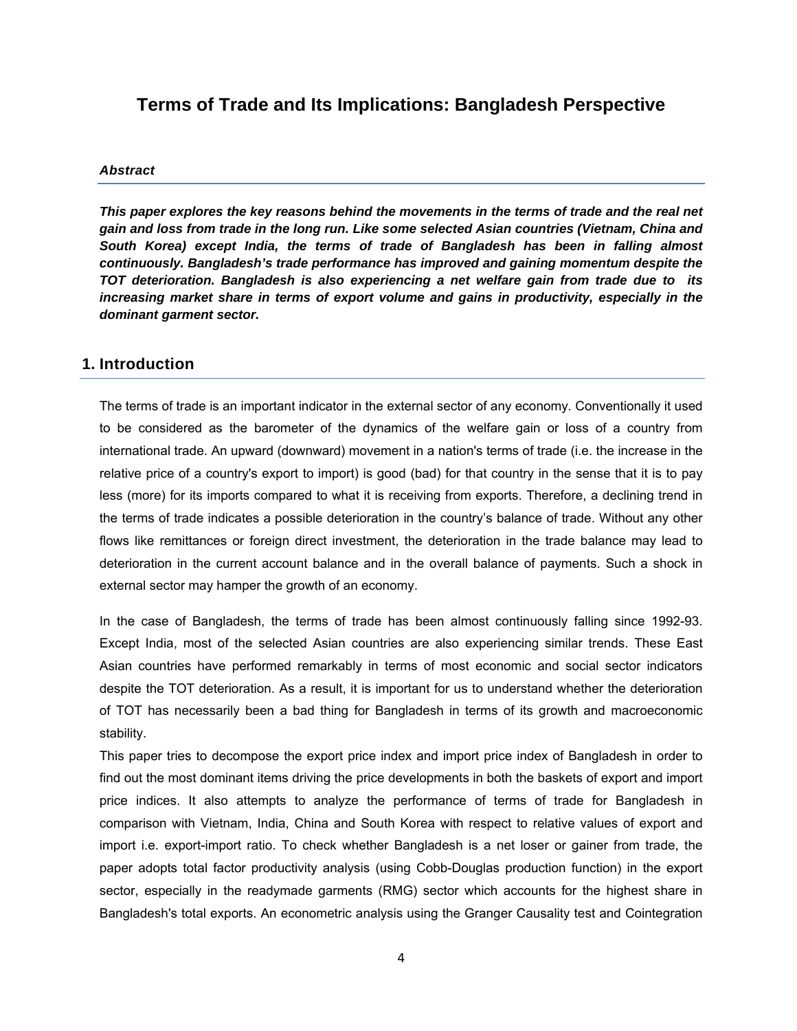# Terms of Trade and Its Implications: Bangladesh Perspective

***Abstract***

***This paper explores the key reasons behind the movements in the terms of trade and the real net gain and loss from trade in the long run. Like some selected Asian countries (Vietnam, China and South Korea) except India, the terms of trade of Bangladesh has been in falling almost continuously. Bangladesh's trade performance has improved and gaining momentum despite the TOT deterioration. Bangladesh is also experiencing a net welfare gain from trade due to its increasing market share in terms of export volume and gains in productivity, especially in the dominant garment sector.***

## 1. Introduction

The terms of trade is an important indicator in the external sector of any economy. Conventionally it used to be considered as the barometer of the dynamics of the welfare gain or loss of a country from international trade. An upward (downward) movement in a nation's terms of trade (i.e. the increase in the relative price of a country's export to import) is good (bad) for that country in the sense that it is to pay less (more) for its imports compared to what it is receiving from exports. Therefore, a declining trend in the terms of trade indicates a possible deterioration in the country's balance of trade. Without any other flows like remittances or foreign direct investment, the deterioration in the trade balance may lead to deterioration in the current account balance and in the overall balance of payments. Such a shock in external sector may hamper the growth of an economy.

In the case of Bangladesh, the terms of trade has been almost continuously falling since 1992-93. Except India, most of the selected Asian countries are also experiencing similar trends. These East Asian countries have performed remarkably in terms of most economic and social sector indicators despite the TOT deterioration. As a result, it is important for us to understand whether the deterioration of TOT has necessarily been a bad thing for Bangladesh in terms of its growth and macroeconomic stability.

This paper tries to decompose the export price index and import price index of Bangladesh in order to find out the most dominant items driving the price developments in both the baskets of export and import price indices. It also attempts to analyze the performance of terms of trade for Bangladesh in comparison with Vietnam, India, China and South Korea with respect to relative values of export and import i.e. export-import ratio. To check whether Bangladesh is a net loser or gainer from trade, the paper adopts total factor productivity analysis (using Cobb-Douglas production function) in the export sector, especially in the readymade garments (RMG) sector which accounts for the highest share in Bangladesh's total exports. An econometric analysis using the Granger Causality test and Cointegration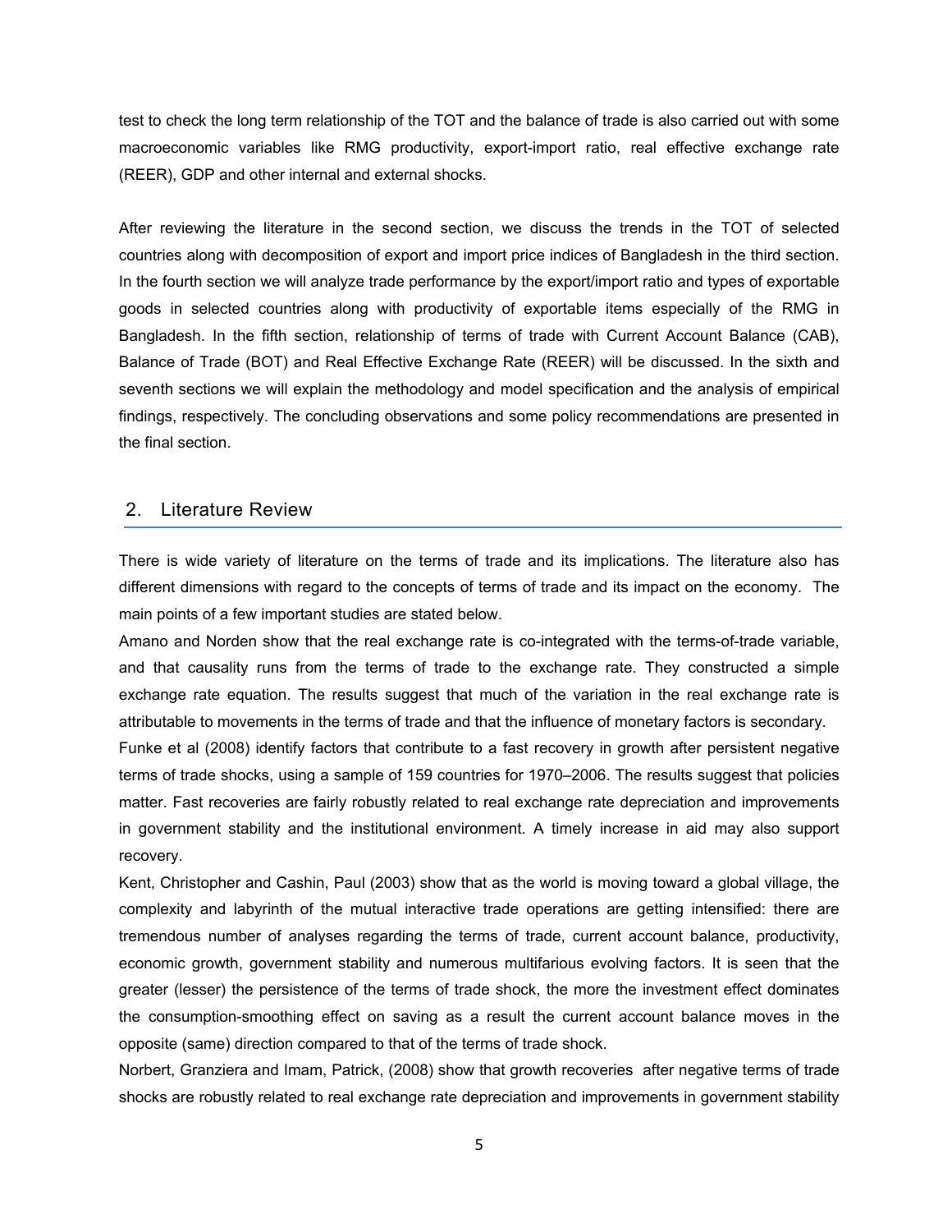test to check the long term relationship of the TOT and the balance of trade is also carried out with some macroeconomic variables like RMG productivity, export-import ratio, real effective exchange rate (REER), GDP and other internal and external shocks.

After reviewing the literature in the second section, we discuss the trends in the TOT of selected countries along with decomposition of export and import price indices of Bangladesh in the third section. In the fourth section we will analyze trade performance by the export/import ratio and types of exportable goods in selected countries along with productivity of exportable items especially of the RMG in Bangladesh. In the fifth section, relationship of terms of trade with Current Account Balance (CAB), Balance of Trade (BOT) and Real Effective Exchange Rate (REER) will be discussed. In the sixth and seventh sections we will explain the methodology and model specification and the analysis of empirical findings, respectively. The concluding observations and some policy recommendations are presented in the final section.

## 2. Literature Review

There is wide variety of literature on the terms of trade and its implications. The literature also has different dimensions with regard to the concepts of terms of trade and its impact on the economy. The main points of a few important studies are stated below.

Amano and Norden show that the real exchange rate is co-integrated with the terms-of-trade variable, and that causality runs from the terms of trade to the exchange rate. They constructed a simple exchange rate equation. The results suggest that much of the variation in the real exchange rate is attributable to movements in the terms of trade and that the influence of monetary factors is secondary.

Funke et al (2008) identify factors that contribute to a fast recovery in growth after persistent negative terms of trade shocks, using a sample of 159 countries for 1970–2006. The results suggest that policies matter. Fast recoveries are fairly robustly related to real exchange rate depreciation and improvements in government stability and the institutional environment. A timely increase in aid may also support recovery.

Kent, Christopher and Cashin, Paul (2003) show that as the world is moving toward a global village, the complexity and labyrinth of the mutual interactive trade operations are getting intensified: there are tremendous number of analyses regarding the terms of trade, current account balance, productivity, economic growth, government stability and numerous multifarious evolving factors. It is seen that the greater (lesser) the persistence of the terms of trade shock, the more the investment effect dominates the consumption-smoothing effect on saving as a result the current account balance moves in the opposite (same) direction compared to that of the terms of trade shock.

Norbert, Granziera and Imam, Patrick, (2008) show that growth recoveries after negative terms of trade shocks are robustly related to real exchange rate depreciation and improvements in government stability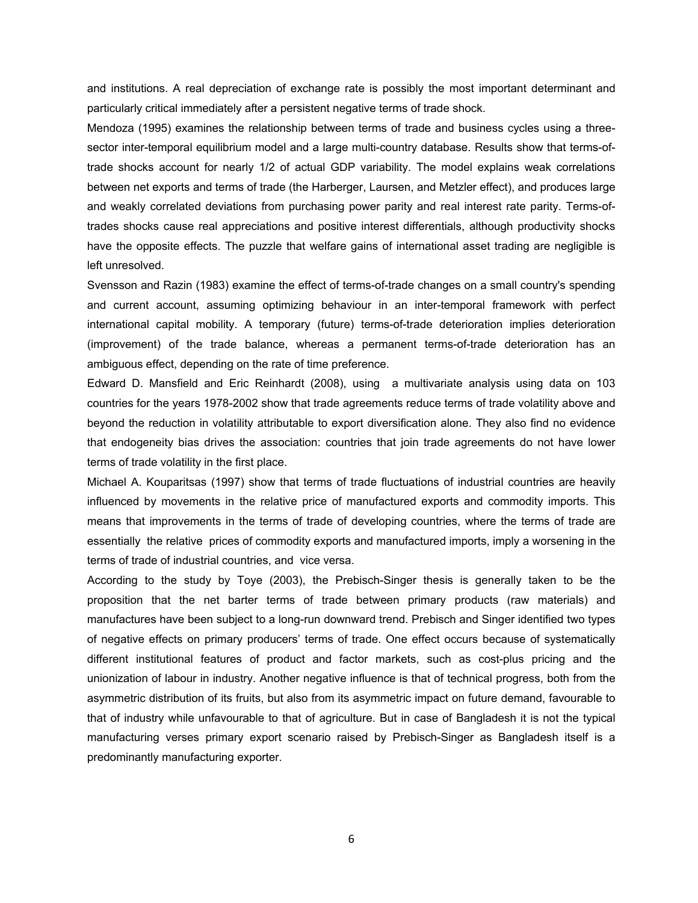and institutions. A real depreciation of exchange rate is possibly the most important determinant and particularly critical immediately after a persistent negative terms of trade shock.

Mendoza (1995) examines the relationship between terms of trade and business cycles using a three-sector inter-temporal equilibrium model and a large multi-country database. Results show that terms-of-trade shocks account for nearly 1/2 of actual GDP variability. The model explains weak correlations between net exports and terms of trade (the Harberger, Laursen, and Metzler effect), and produces large and weakly correlated deviations from purchasing power parity and real interest rate parity. Terms-of-trades shocks cause real appreciations and positive interest differentials, although productivity shocks have the opposite effects. The puzzle that welfare gains of international asset trading are negligible is left unresolved.

Svensson and Razin (1983) examine the effect of terms-of-trade changes on a small country's spending and current account, assuming optimizing behaviour in an inter-temporal framework with perfect international capital mobility. A temporary (future) terms-of-trade deterioration implies deterioration (improvement) of the trade balance, whereas a permanent terms-of-trade deterioration has an ambiguous effect, depending on the rate of time preference.

Edward D. Mansfield and Eric Reinhardt (2008), using a multivariate analysis using data on 103 countries for the years 1978-2002 show that trade agreements reduce terms of trade volatility above and beyond the reduction in volatility attributable to export diversification alone. They also find no evidence that endogeneity bias drives the association: countries that join trade agreements do not have lower terms of trade volatility in the first place.

Michael A. Kouparitsas (1997) show that terms of trade fluctuations of industrial countries are heavily influenced by movements in the relative price of manufactured exports and commodity imports. This means that improvements in the terms of trade of developing countries, where the terms of trade are essentially the relative prices of commodity exports and manufactured imports, imply a worsening in the terms of trade of industrial countries, and vice versa.

According to the study by Toye (2003), the Prebisch-Singer thesis is generally taken to be the proposition that the net barter terms of trade between primary products (raw materials) and manufactures have been subject to a long-run downward trend. Prebisch and Singer identified two types of negative effects on primary producers' terms of trade. One effect occurs because of systematically different institutional features of product and factor markets, such as cost-plus pricing and the unionization of labour in industry. Another negative influence is that of technical progress, both from the asymmetric distribution of its fruits, but also from its asymmetric impact on future demand, favourable to that of industry while unfavourable to that of agriculture. But in case of Bangladesh it is not the typical manufacturing verses primary export scenario raised by Prebisch-Singer as Bangladesh itself is a predominantly manufacturing exporter.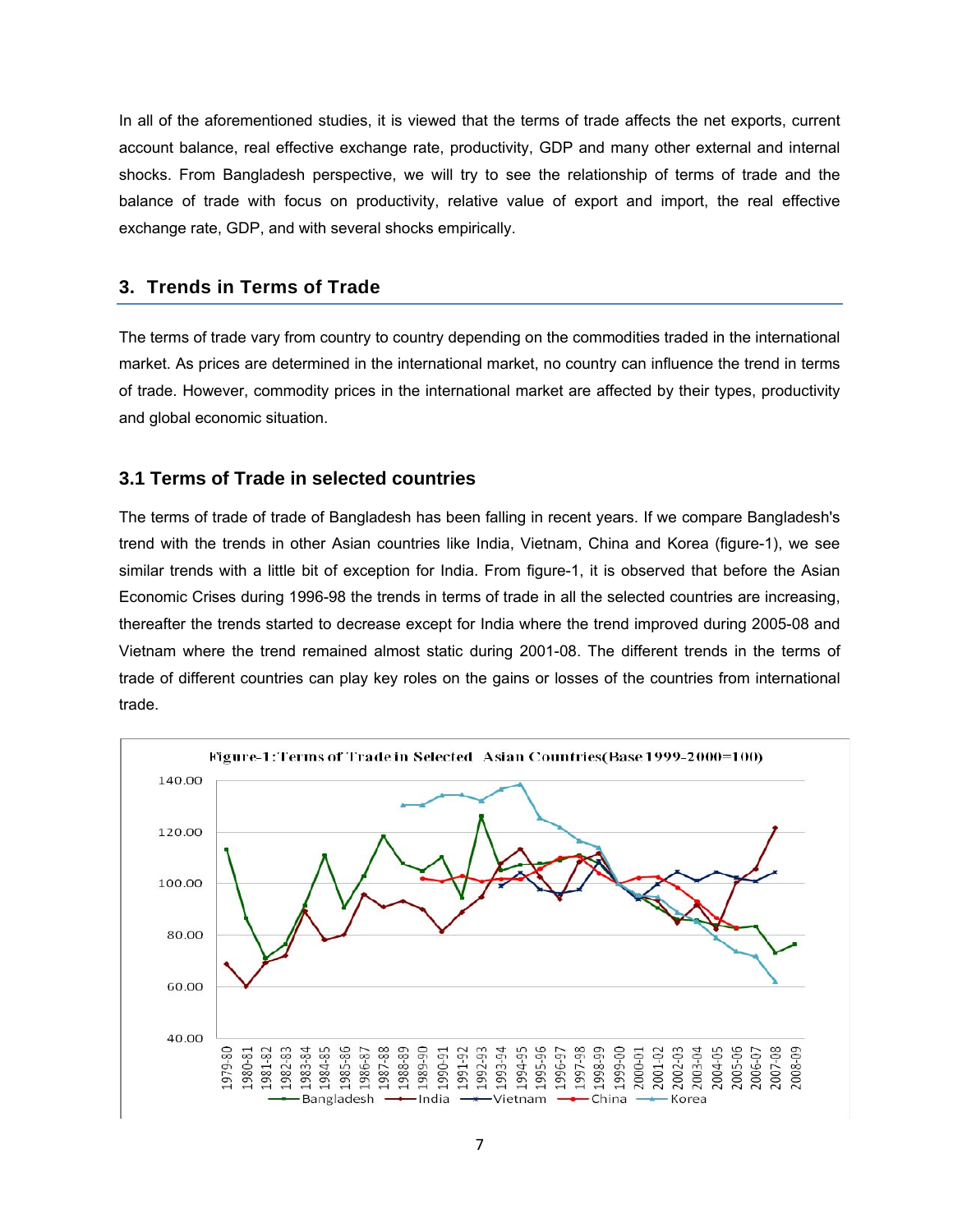In all of the aforementioned studies, it is viewed that the terms of trade affects the net exports, current account balance, real effective exchange rate, productivity, GDP and many other external and internal shocks. From Bangladesh perspective, we will try to see the relationship of terms of trade and the balance of trade with focus on productivity, relative value of export and import, the real effective exchange rate, GDP, and with several shocks empirically.

## 3. Trends in Terms of Trade

The terms of trade vary from country to country depending on the commodities traded in the international market. As prices are determined in the international market, no country can influence the trend in terms of trade. However, commodity prices in the international market are affected by their types, productivity and global economic situation.

### 3.1 Terms of Trade in selected countries

The terms of trade of trade of Bangladesh has been falling in recent years. If we compare Bangladesh's trend with the trends in other Asian countries like India, Vietnam, China and Korea (figure-1), we see similar trends with a little bit of exception for India. From figure-1, it is observed that before the Asian Economic Crises during 1996-98 the trends in terms of trade in all the selected countries are increasing, thereafter the trends started to decrease except for India where the trend improved during 2005-08 and Vietnam where the trend remained almost static during 2001-08. The different trends in the terms of trade of different countries can play key roles on the gains or losses of the countries from international trade.

Figure-1: Terms of Trade in Selected Asian Countries (Base 1999-2000=100)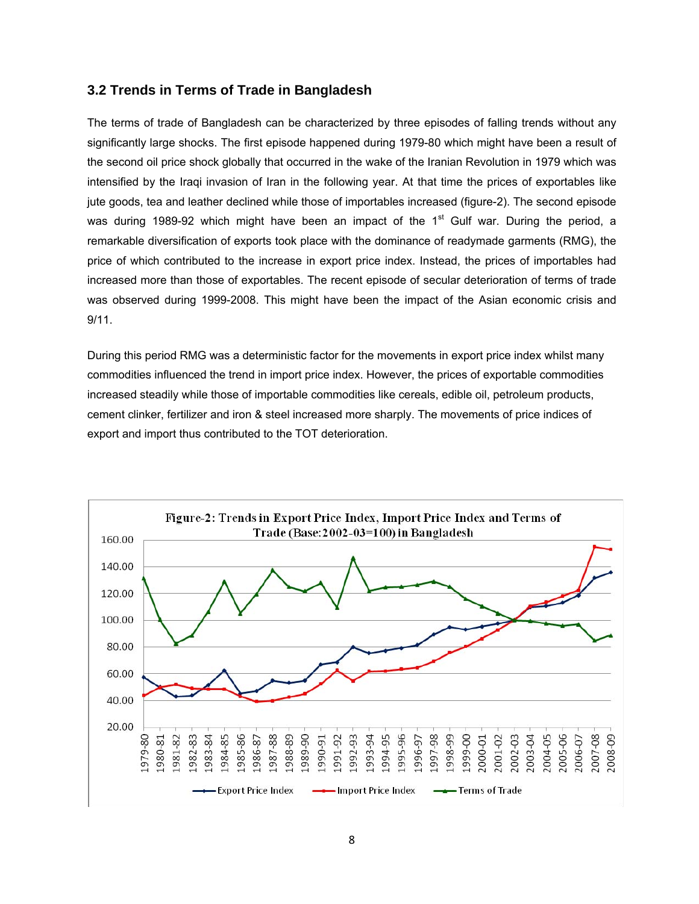### 3.2 Trends in Terms of Trade in Bangladesh

The terms of trade of Bangladesh can be characterized by three episodes of falling trends without any significantly large shocks. The first episode happened during 1979-80 which might have been a result of the second oil price shock globally that occurred in the wake of the Iranian Revolution in 1979 which was intensified by the Iraqi invasion of Iran in the following year. At that time the prices of exportables like jute goods, tea and leather declined while those of importables increased (figure-2). The second episode was during 1989-92 which might have been an impact of the 1st Gulf war. During the period, a remarkable diversification of exports took place with the dominance of readymade garments (RMG), the price of which contributed to the increase in export price index. Instead, the prices of importables had increased more than those of exportables. The recent episode of secular deterioration of terms of trade was observed during 1999-2008. This might have been the impact of the Asian economic crisis and 9/11.

During this period RMG was a deterministic factor for the movements in export price index whilst many commodities influenced the trend in import price index. However, the prices of exportable commodities increased steadily while those of importable commodities like cereals, edible oil, petroleum products, cement clinker, fertilizer and iron & steel increased more sharply. The movements of price indices of export and import thus contributed to the TOT deterioration.

Figure-2: Trends in Export Price Index, Import Price Index and Terms of Trade (Base: 2002-03=100) in Bangladesh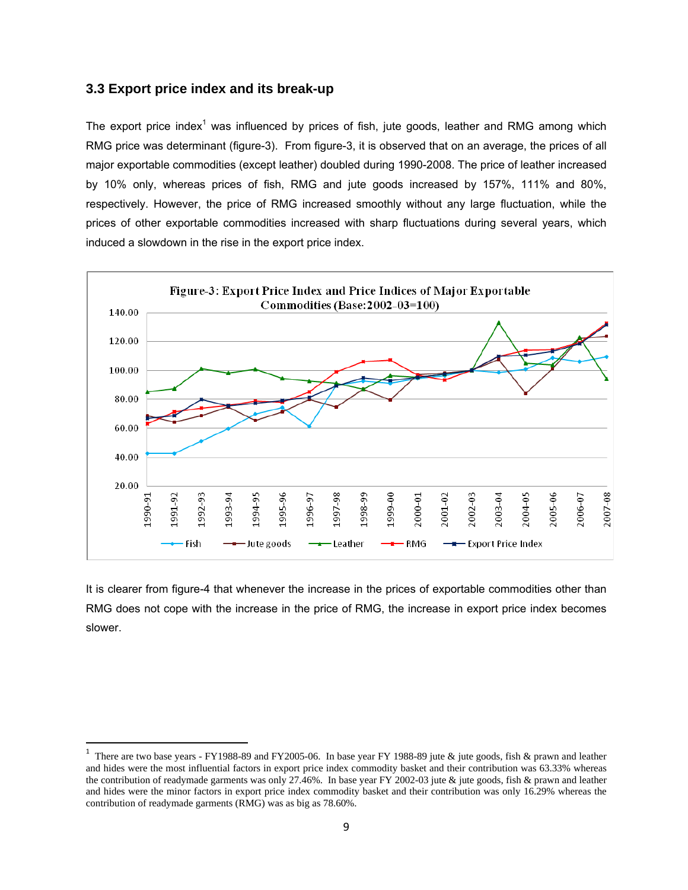### 3.3 Export price index and its break-up

The export price index[1] was influenced by prices of fish, jute goods, leather and RMG among which RMG price was determinant (figure-3). From figure-3, it is observed that on an average, the prices of all major exportable commodities (except leather) doubled during 1990-2008. The price of leather increased by 10% only, whereas prices of fish, RMG and jute goods increased by 157%, 111% and 80%, respectively. However, the price of RMG increased smoothly without any large fluctuation, while the prices of other exportable commodities increased with sharp fluctuations during several years, which induced a slowdown in the rise in the export price index.

Figure-3: Export Price Index and Price Indices of Major Exportable Commodities (Base:2002-03=100)

It is clearer from figure-4 that whenever the increase in the prices of exportable commodities other than RMG does not cope with the increase in the price of RMG, the increase in export price index becomes slower.

[1] There are two base years - FY1988-89 and FY2005-06. In base year FY 1988-89 jute & jute goods, fish & prawn and leather and hides were the most influential factors in export price index commodity basket and their contribution was 63.33% whereas the contribution of readymade garments was only 27.46%. In base year FY 2002-03 jute & jute goods, fish & prawn and leather and hides were the minor factors in export price index commodity basket and their contribution was only 16.29% whereas the contribution of readymade garments (RMG) was as big as 78.60%.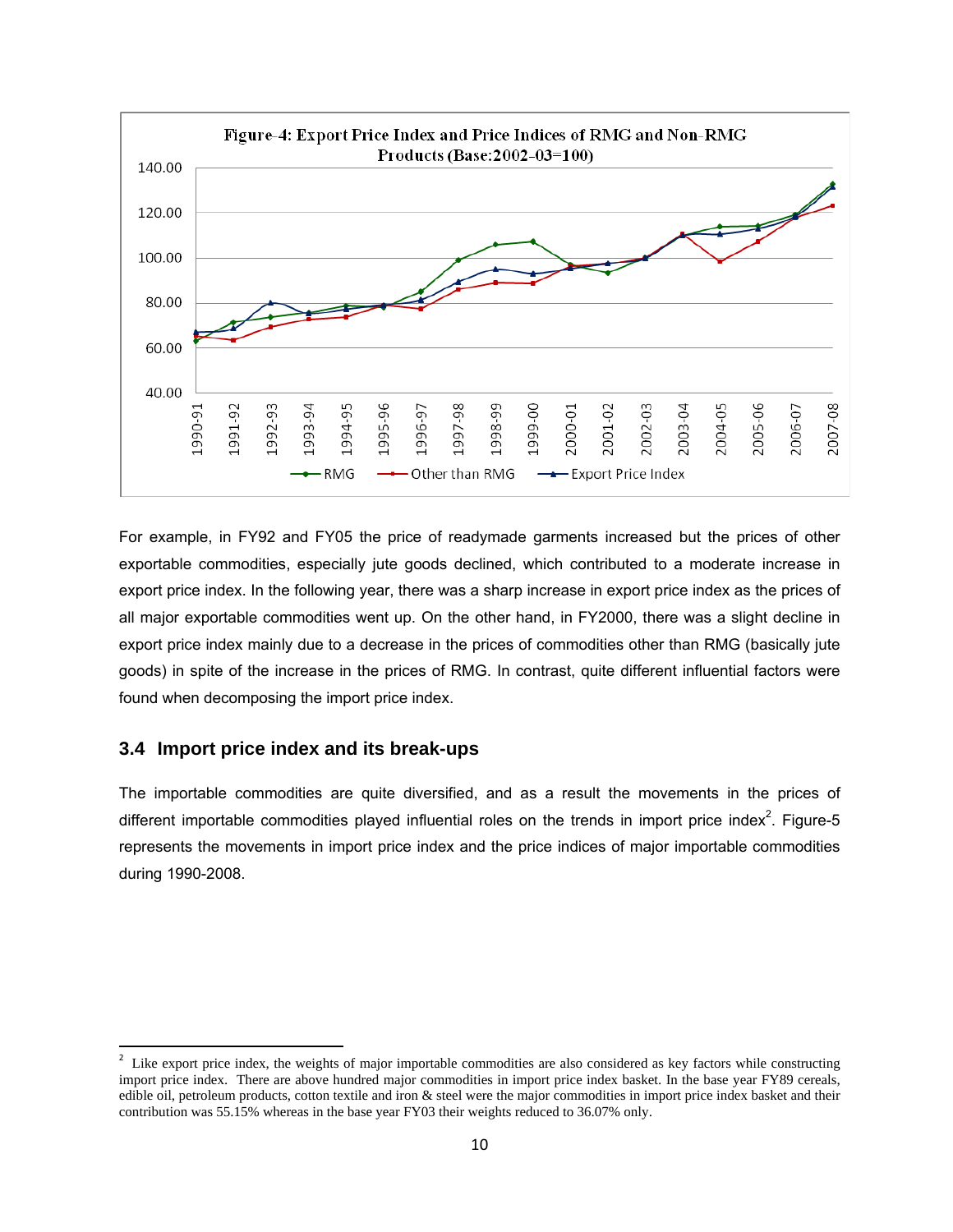Figure-4: Export Price Index and Price Indices of RMG and Non-RMG Products (Base:2002-03=100)

For example, in FY92 and FY05 the price of readymade garments increased but the prices of other exportable commodities, especially jute goods declined, which contributed to a moderate increase in export price index. In the following year, there was a sharp increase in export price index as the prices of all major exportable commodities went up. On the other hand, in FY2000, there was a slight decline in export price index mainly due to a decrease in the prices of commodities other than RMG (basically jute goods) in spite of the increase in the prices of RMG. In contrast, quite different influential factors were found when decomposing the import price index.

### 3.4 Import price index and its break-ups

The importable commodities are quite diversified, and as a result the movements in the prices of different importable commodities played influential roles on the trends in import price index[2]. Figure-5 represents the movements in import price index and the price indices of major importable commodities during 1990-2008.

---

[2] Like export price index, the weights of major importable commodities are also considered as key factors while constructing import price index. There are above hundred major commodities in import price index basket. In the base year FY89 cereals, edible oil, petroleum products, cotton textile and iron & steel were the major commodities in import price index basket and their contribution was 55.15% whereas in the base year FY03 their weights reduced to 36.07% only.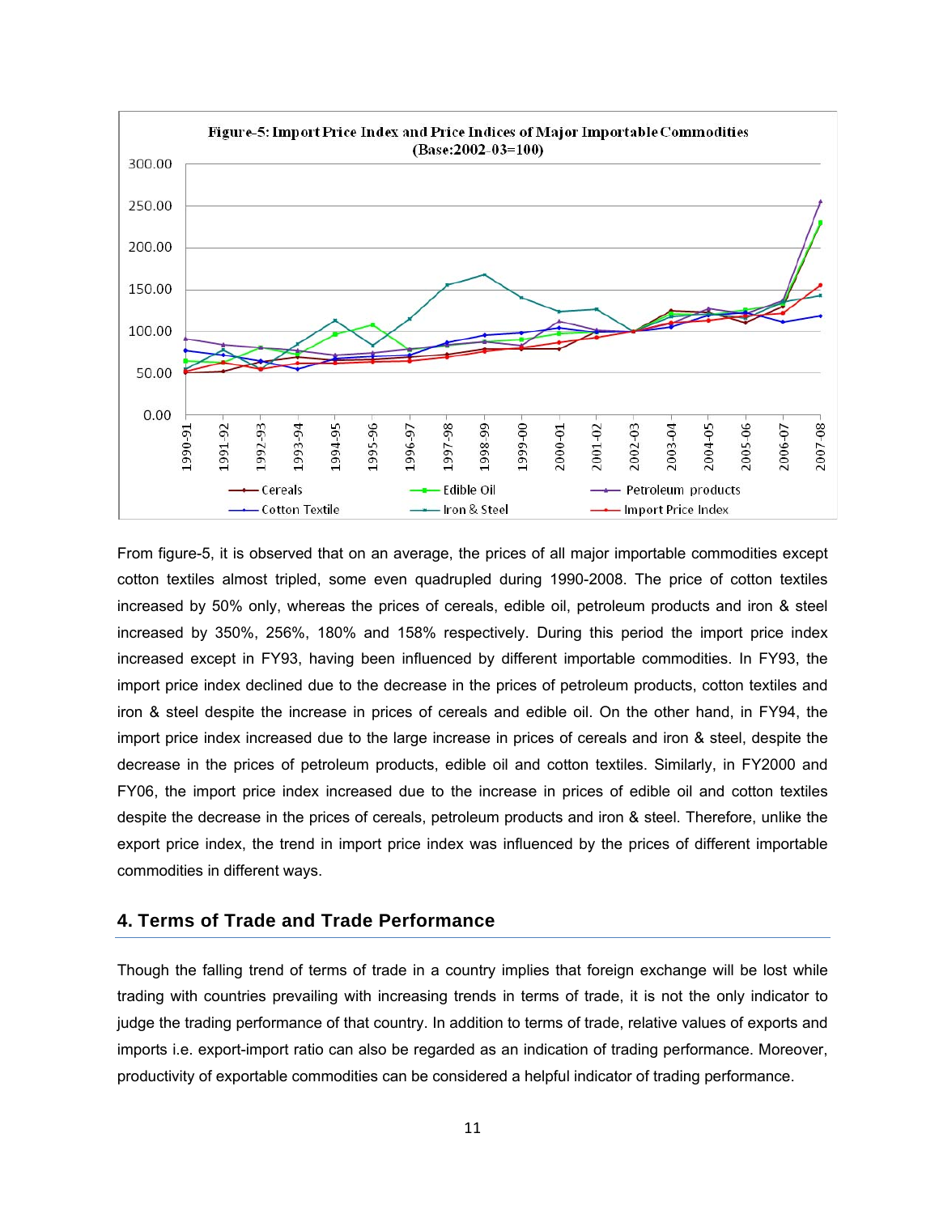Figure-5: Import Price Index and Price Indices of Major Importable Commodities (Base:2002-03=100)

From figure-5, it is observed that on an average, the prices of all major importable commodities except cotton textiles almost tripled, some even quadrupled during 1990-2008. The price of cotton textiles increased by 50% only, whereas the prices of cereals, edible oil, petroleum products and iron & steel increased by 350%, 256%, 180% and 158% respectively. During this period the import price index increased except in FY93, having been influenced by different importable commodities. In FY93, the import price index declined due to the decrease in the prices of petroleum products, cotton textiles and iron & steel despite the increase in prices of cereals and edible oil. On the other hand, in FY94, the import price index increased due to the large increase in prices of cereals and iron & steel, despite the decrease in the prices of petroleum products, edible oil and cotton textiles. Similarly, in FY2000 and FY06, the import price index increased due to the increase in prices of edible oil and cotton textiles despite the decrease in the prices of cereals, petroleum products and iron & steel. Therefore, unlike the export price index, the trend in import price index was influenced by the prices of different importable commodities in different ways.

## 4. Terms of Trade and Trade Performance

Though the falling trend of terms of trade in a country implies that foreign exchange will be lost while trading with countries prevailing with increasing trends in terms of trade, it is not the only indicator to judge the trading performance of that country. In addition to terms of trade, relative values of exports and imports i.e. export-import ratio can also be regarded as an indication of trading performance. Moreover, productivity of exportable commodities can be considered a helpful indicator of trading performance.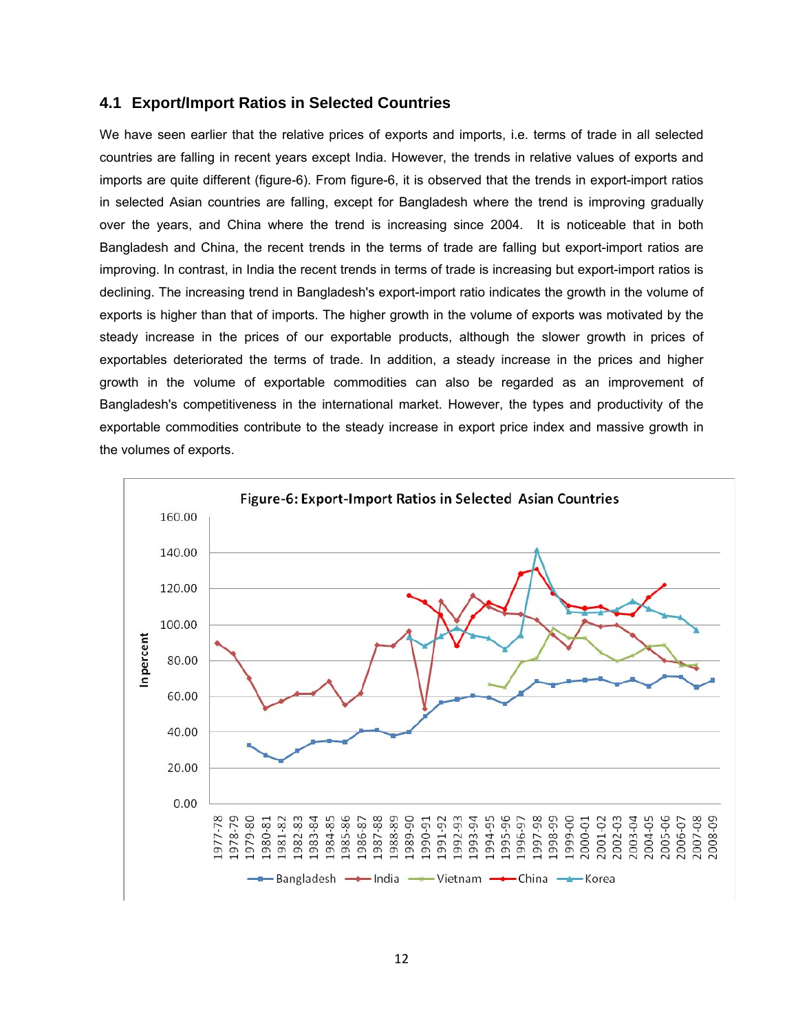### 4.1 Export/Import Ratios in Selected Countries

We have seen earlier that the relative prices of exports and imports, i.e. terms of trade in all selected countries are falling in recent years except India. However, the trends in relative values of exports and imports are quite different (figure-6). From figure-6, it is observed that the trends in export-import ratios in selected Asian countries are falling, except for Bangladesh where the trend is improving gradually over the years, and China where the trend is increasing since 2004. It is noticeable that in both Bangladesh and China, the recent trends in the terms of trade are falling but export-import ratios are improving. In contrast, in India the recent trends in terms of trade is increasing but export-import ratios is declining. The increasing trend in Bangladesh's export-import ratio indicates the growth in the volume of exports is higher than that of imports. The higher growth in the volume of exports was motivated by the steady increase in the prices of our exportable products, although the slower growth in prices of exportables deteriorated the terms of trade. In addition, a steady increase in the prices and higher growth in the volume of exportable commodities can also be regarded as an improvement of Bangladesh's competitiveness in the international market. However, the types and productivity of the exportable commodities contribute to the steady increase in export price index and massive growth in the volumes of exports.

Figure-6: Export-Import Ratios in Selected Asian Countries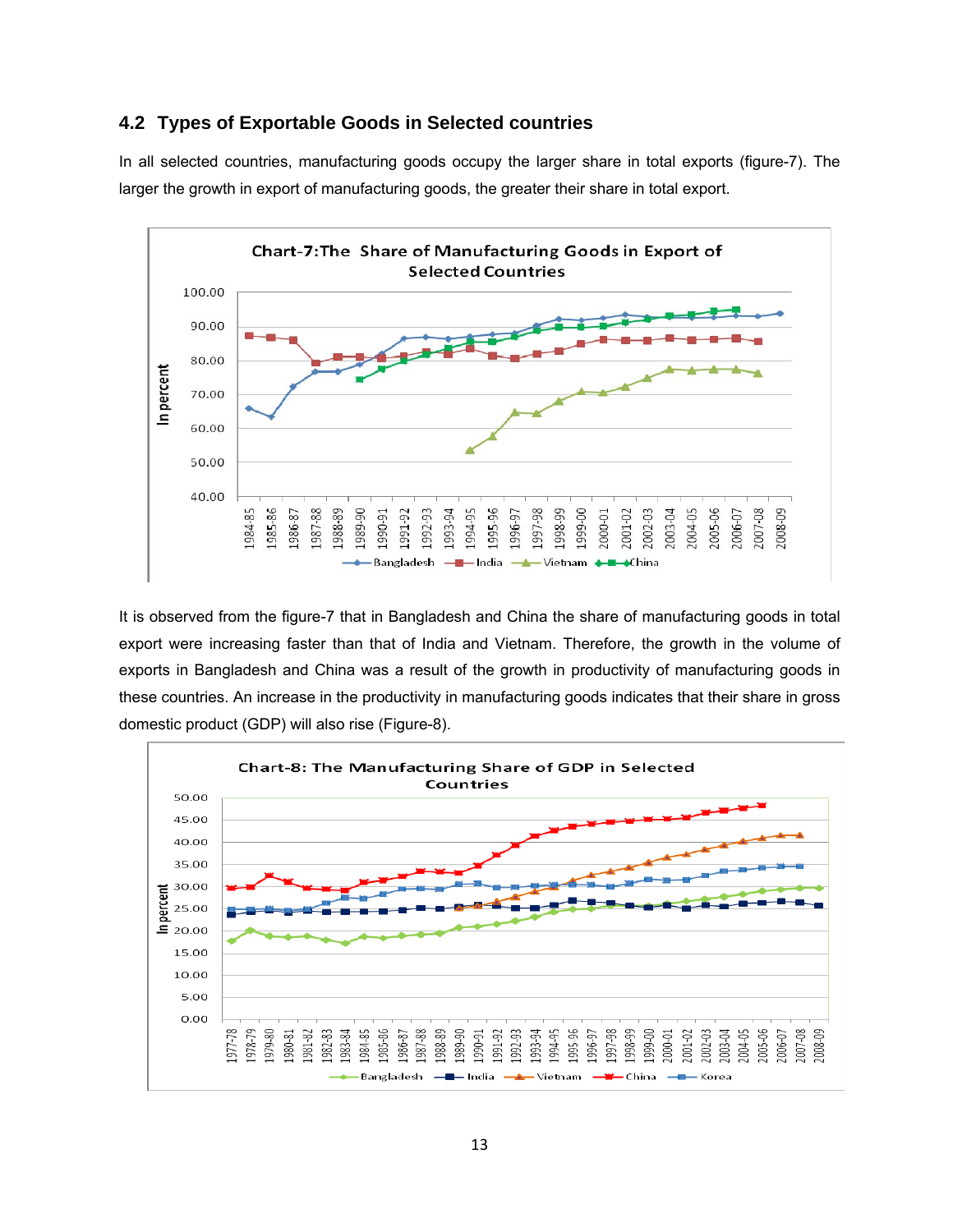## 4.2 Types of Exportable Goods in Selected countries

In all selected countries, manufacturing goods occupy the larger share in total exports (figure-7). The larger the growth in export of manufacturing goods, the greater their share in total export.

It is observed from the figure-7 that in Bangladesh and China the share of manufacturing goods in total export were increasing faster than that of India and Vietnam. Therefore, the growth in the volume of exports in Bangladesh and China was a result of the growth in productivity of manufacturing goods in these countries. An increase in the productivity in manufacturing goods indicates that their share in gross domestic product (GDP) will also rise (Figure-8).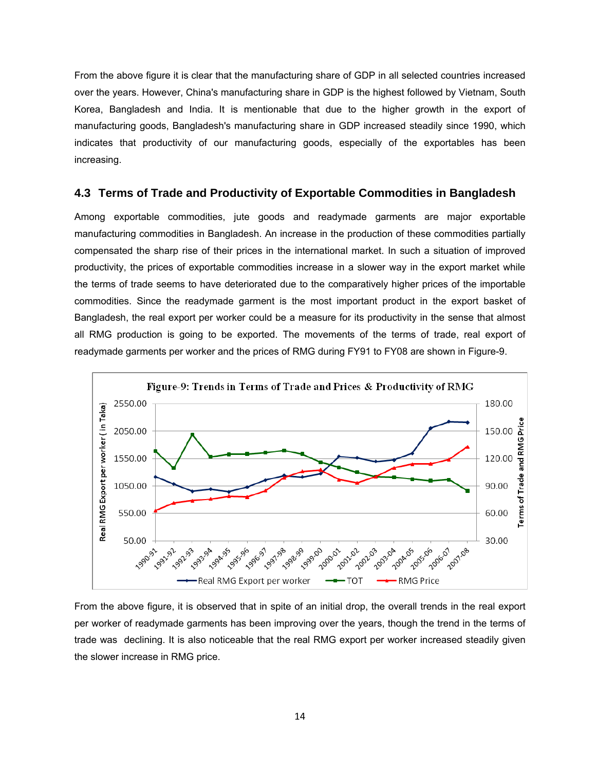From the above figure it is clear that the manufacturing share of GDP in all selected countries increased over the years. However, China's manufacturing share in GDP is the highest followed by Vietnam, South Korea, Bangladesh and India. It is mentionable that due to the higher growth in the export of manufacturing goods, Bangladesh's manufacturing share in GDP increased steadily since 1990, which indicates that productivity of our manufacturing goods, especially of the exportables has been increasing.

## 4.3 Terms of Trade and Productivity of Exportable Commodities in Bangladesh

Among exportable commodities, jute goods and readymade garments are major exportable manufacturing commodities in Bangladesh. An increase in the production of these commodities partially compensated the sharp rise of their prices in the international market. In such a situation of improved productivity, the prices of exportable commodities increase in a slower way in the export market while the terms of trade seems to have deteriorated due to the comparatively higher prices of the importable commodities. Since the readymade garment is the most important product in the export basket of Bangladesh, the real export per worker could be a measure for its productivity in the sense that almost all RMG production is going to be exported. The movements of the terms of trade, real export of readymade garments per worker and the prices of RMG during FY91 to FY08 are shown in Figure-9.

Figure-9: Trends in Terms of Trade and Prices & Productivity of RMG

From the above figure, it is observed that in spite of an initial drop, the overall trends in the real export per worker of readymade garments has been improving over the years, though the trend in the terms of trade was declining. It is also noticeable that the real RMG export per worker increased steadily given the slower increase in RMG price.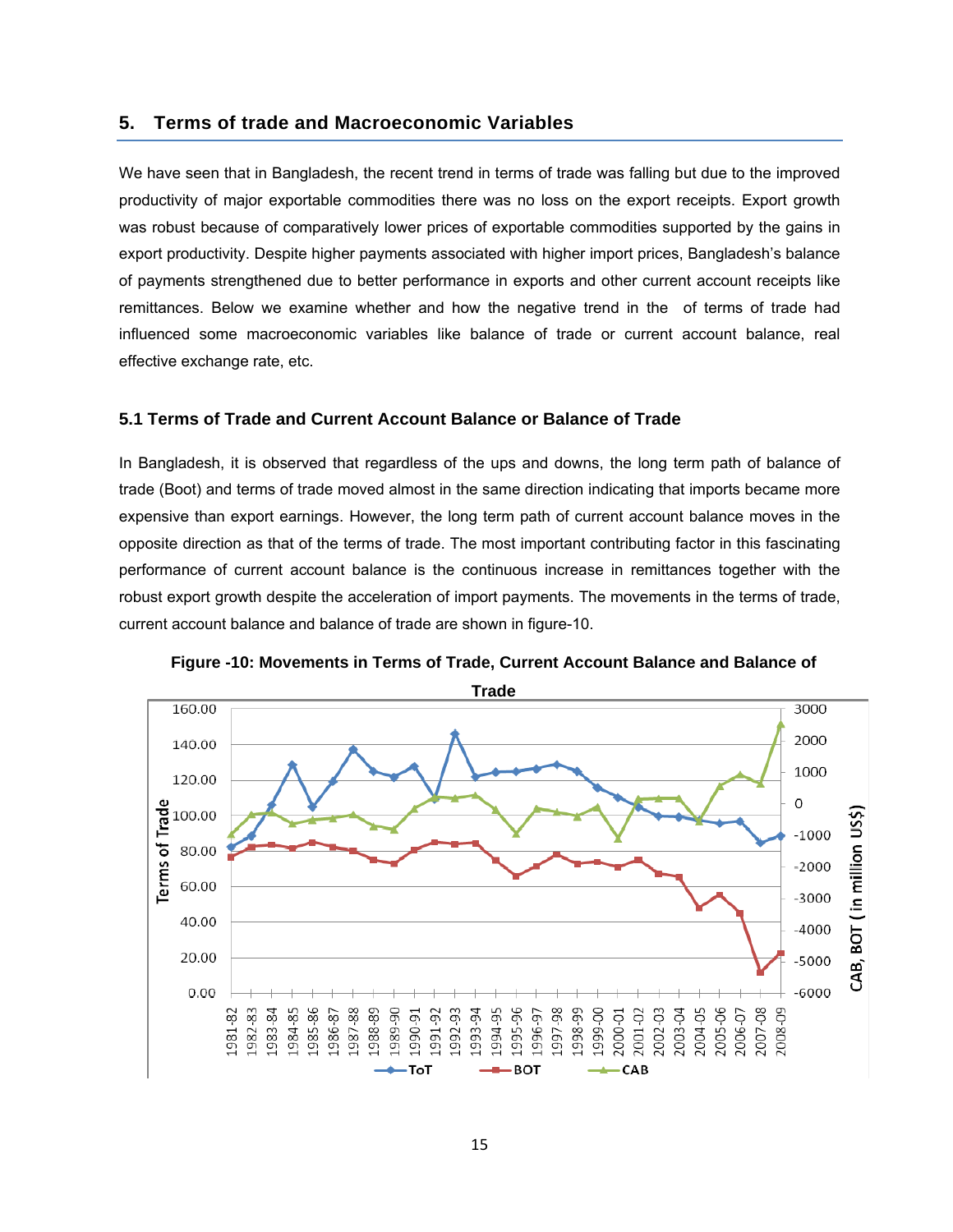## 5. Terms of trade and Macroeconomic Variables

We have seen that in Bangladesh, the recent trend in terms of trade was falling but due to the improved productivity of major exportable commodities there was no loss on the export receipts. Export growth was robust because of comparatively lower prices of exportable commodities supported by the gains in export productivity. Despite higher payments associated with higher import prices, Bangladesh's balance of payments strengthened due to better performance in exports and other current account receipts like remittances. Below we examine whether and how the negative trend in the  of terms of trade had influenced some macroeconomic variables like balance of trade or current account balance, real effective exchange rate, etc.

### 5.1 Terms of Trade and Current Account Balance or Balance of Trade

In Bangladesh, it is observed that regardless of the ups and downs, the long term path of balance of trade (Boot) and terms of trade moved almost in the same direction indicating that imports became more expensive than export earnings. However, the long term path of current account balance moves in the opposite direction as that of the terms of trade. The most important contributing factor in this fascinating performance of current account balance is the continuous increase in remittances together with the robust export growth despite the acceleration of import payments. The movements in the terms of trade, current account balance and balance of trade are shown in figure-10.

**Figure -10: Movements in Terms of Trade, Current Account Balance and Balance of Trade**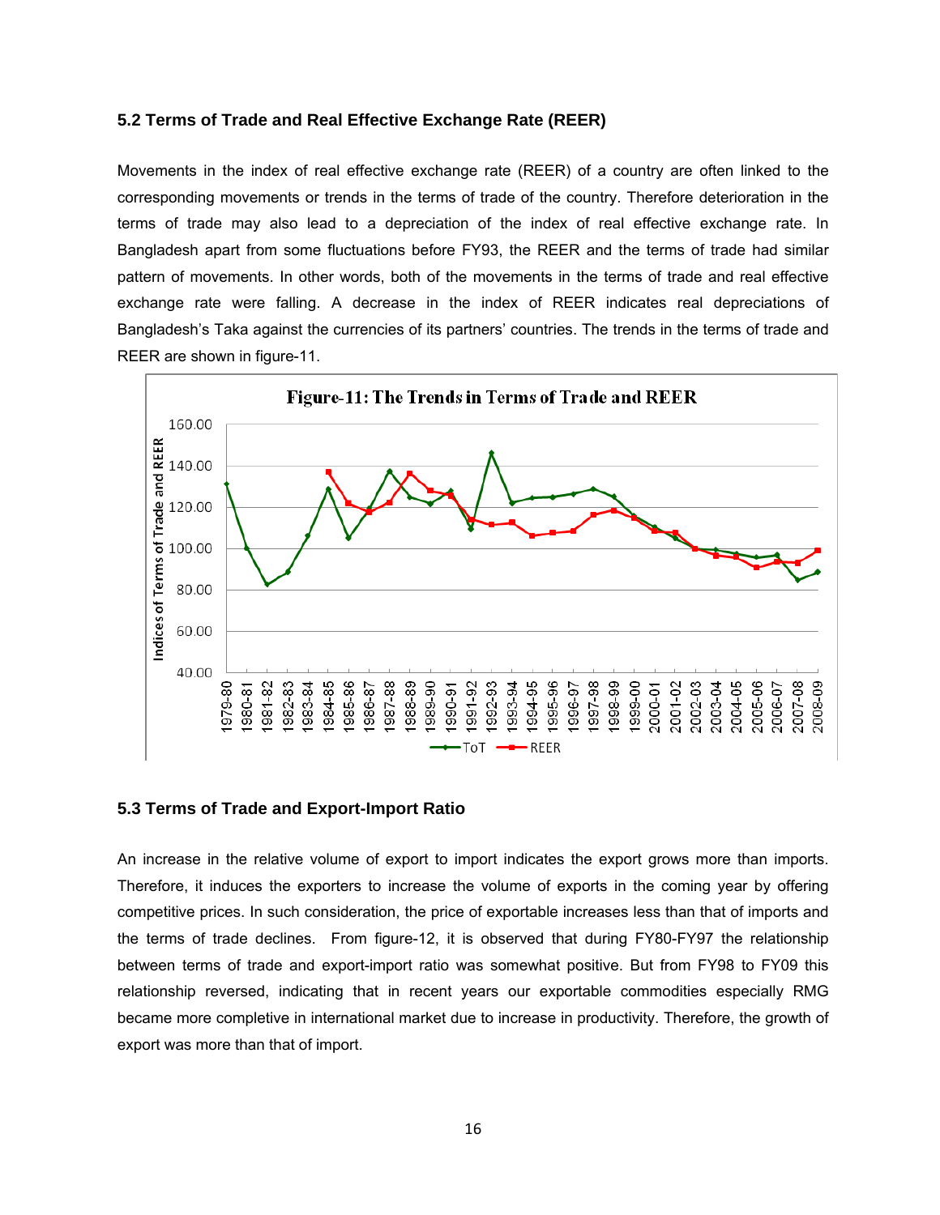### 5.2 Terms of Trade and Real Effective Exchange Rate (REER)

Movements in the index of real effective exchange rate (REER) of a country are often linked to the corresponding movements or trends in the terms of trade of the country. Therefore deterioration in the terms of trade may also lead to a depreciation of the index of real effective exchange rate. In Bangladesh apart from some fluctuations before FY93, the REER and the terms of trade had similar pattern of movements. In other words, both of the movements in the terms of trade and real effective exchange rate were falling. A decrease in the index of REER indicates real depreciations of Bangladesh's Taka against the currencies of its partners' countries. The trends in the terms of trade and REER are shown in figure-11.

**Figure-11: The Trends in Terms of Trade and REER**

### 5.3 Terms of Trade and Export-Import Ratio

An increase in the relative volume of export to import indicates the export grows more than imports. Therefore, it induces the exporters to increase the volume of exports in the coming year by offering competitive prices. In such consideration, the price of exportable increases less than that of imports and the terms of trade declines. From figure-12, it is observed that during FY80-FY97 the relationship between terms of trade and export-import ratio was somewhat positive. But from FY98 to FY09 this relationship reversed, indicating that in recent years our exportable commodities especially RMG became more completive in international market due to increase in productivity. Therefore, the growth of export was more than that of import.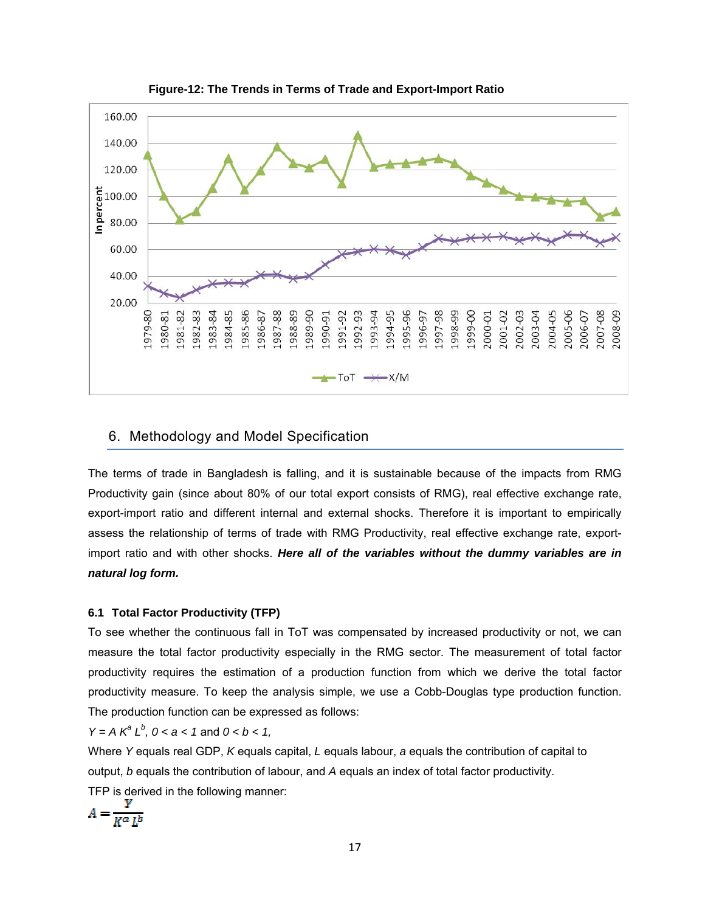**Figure-12: The Trends in Terms of Trade and Export-Import Ratio**

## 6. Methodology and Model Specification

The terms of trade in Bangladesh is falling, and it is sustainable because of the impacts from RMG Productivity gain (since about 80% of our total export consists of RMG), real effective exchange rate, export-import ratio and different internal and external shocks. Therefore it is important to empirically assess the relationship of terms of trade with RMG Productivity, real effective exchange rate, export-import ratio and with other shocks. ***Here all of the variables without the dummy variables are in natural log form.***

### 6.1 Total Factor Productivity (TFP)

To see whether the continuous fall in ToT was compensated by increased productivity or not, we can measure the total factor productivity especially in the RMG sector. The measurement of total factor productivity requires the estimation of a production function from which we derive the total factor productivity measure. To keep the analysis simple, we use a Cobb-Douglas type production function. The production function can be expressed as follows:

$Y = A K^a L^b$, $0 < a < 1$ and $0 < b < 1$,

Where $Y$ equals real GDP, $K$ equals capital, $L$ equals labour, $a$ equals the contribution of capital to output, $b$ equals the contribution of labour, and $A$ equals an index of total factor productivity.

TFP is derived in the following manner:

$$A = \frac{Y}{K^a L^b}$$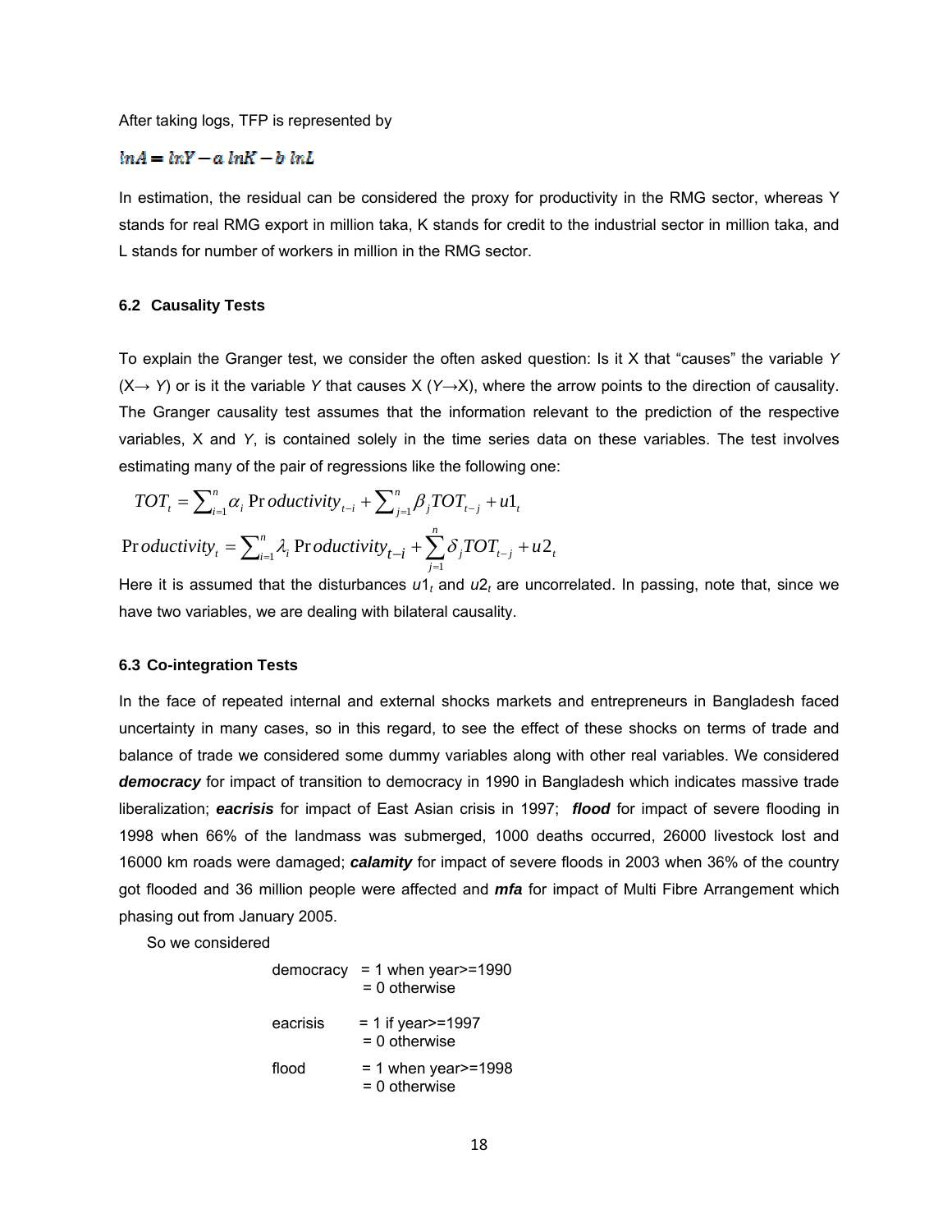After taking logs, TFP is represented by

$$lnA = lnY - a\ lnK - b\ lnL$$

In estimation, the residual can be considered the proxy for productivity in the RMG sector, whereas Y stands for real RMG export in million taka, K stands for credit to the industrial sector in million taka, and L stands for number of workers in million in the RMG sector.

### 6.2 Causality Tests

To explain the Granger test, we consider the often asked question: Is it X that "causes" the variable *Y* (X→ *Y*) or is it the variable *Y* that causes X (*Y*→X), where the arrow points to the direction of causality. The Granger causality test assumes that the information relevant to the prediction of the respective variables, X and *Y*, is contained solely in the time series data on these variables. The test involves estimating many of the pair of regressions like the following one:

$$TOT_t = \sum_{i=1}^{n} \alpha_i \, Productivity_{t-i} + \sum_{j=1}^{n} \beta_j TOT_{t-j} + u1_t$$

$$Productivity_t = \sum_{i=1}^{n} \lambda_i \, Productivity_{t-i} + \sum_{j=1}^{n} \delta_j TOT_{t-j} + u2_t$$

Here it is assumed that the disturbances $u1_t$ and $u2_t$ are uncorrelated. In passing, note that, since we have two variables, we are dealing with bilateral causality.

### 6.3 Co-integration Tests

In the face of repeated internal and external shocks markets and entrepreneurs in Bangladesh faced uncertainty in many cases, so in this regard, to see the effect of these shocks on terms of trade and balance of trade we considered some dummy variables along with other real variables. We considered ***democracy*** for impact of transition to democracy in 1990 in Bangladesh which indicates massive trade liberalization; ***eacrisis*** for impact of East Asian crisis in 1997; ***flood*** for impact of severe flooding in 1998 when 66% of the landmass was submerged, 1000 deaths occurred, 26000 livestock lost and 16000 km roads were damaged; ***calamity*** for impact of severe floods in 2003 when 36% of the country got flooded and 36 million people were affected and ***mfa*** for impact of Multi Fibre Arrangement which phasing out from January 2005.

So we considered

democracy = 1 when year>=1990
= 0 otherwise

eacrisis = 1 if year>=1997
= 0 otherwise

flood = 1 when year>=1998
= 0 otherwise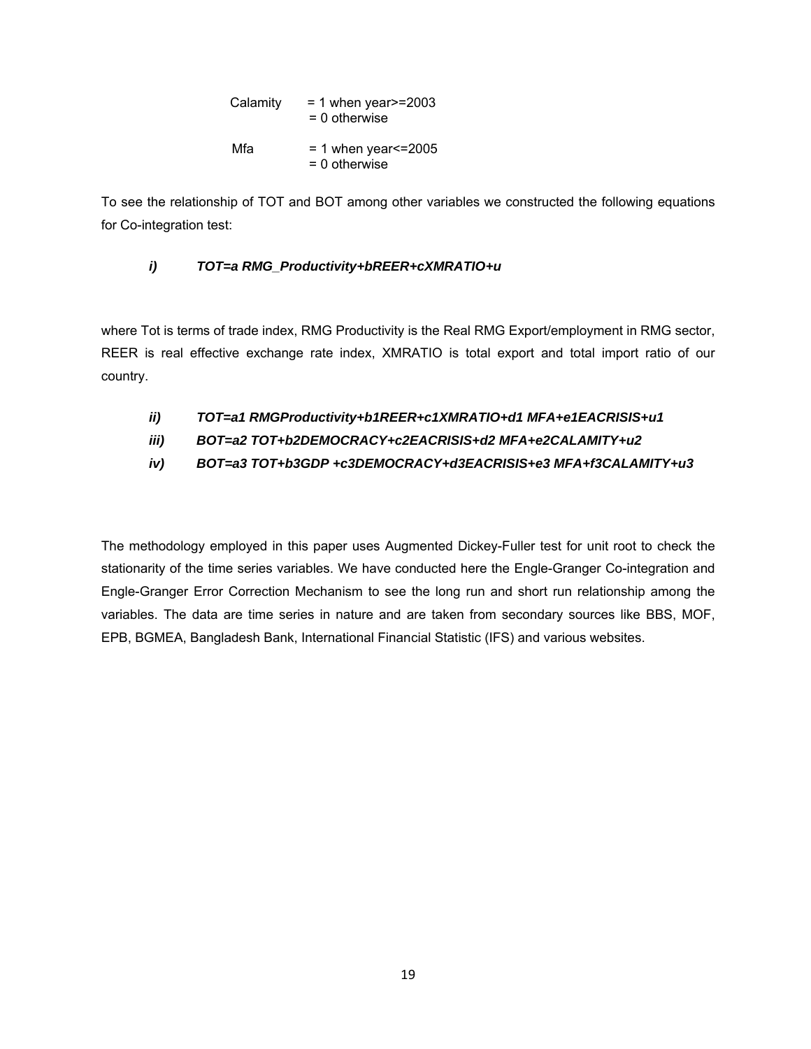Calamity = 1 when year>=2003
= 0 otherwise

Mfa = 1 when year<=2005
= 0 otherwise

To see the relationship of TOT and BOT among other variables we constructed the following equations for Co-integration test:

***i) TOT=a RMG_Productivity+bREER+cXMRATIO+u***

where Tot is terms of trade index, RMG Productivity is the Real RMG Export/employment in RMG sector, REER is real effective exchange rate index, XMRATIO is total export and total import ratio of our country.

***ii) TOT=a1 RMGProductivity+b1REER+c1XMRATIO+d1 MFA+e1EACRISIS+u1***

***iii) BOT=a2 TOT+b2DEMOCRACY+c2EACRISIS+d2 MFA+e2CALAMITY+u2***

***iv) BOT=a3 TOT+b3GDP +c3DEMOCRACY+d3EACRISIS+e3 MFA+f3CALAMITY+u3***

The methodology employed in this paper uses Augmented Dickey-Fuller test for unit root to check the stationarity of the time series variables. We have conducted here the Engle-Granger Co-integration and Engle-Granger Error Correction Mechanism to see the long run and short run relationship among the variables. The data are time series in nature and are taken from secondary sources like BBS, MOF, EPB, BGMEA, Bangladesh Bank, International Financial Statistic (IFS) and various websites.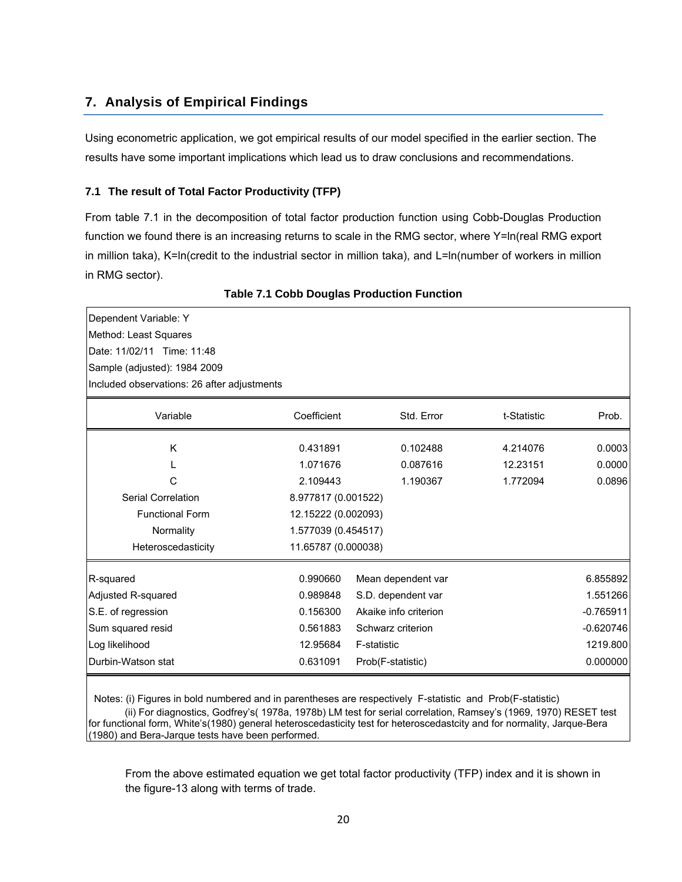## 7. Analysis of Empirical Findings

Using econometric application, we got empirical results of our model specified in the earlier section. The results have some important implications which lead us to draw conclusions and recommendations.

### 7.1 The result of Total Factor Productivity (TFP)

From table 7.1 in the decomposition of total factor production function using Cobb-Douglas Production function we found there is an increasing returns to scale in the RMG sector, where Y=ln(real RMG export in million taka), K=ln(credit to the industrial sector in million taka), and L=ln(number of workers in million in RMG sector).

**Table 7.1 Cobb Douglas Production Function**

Dependent Variable: Y
Method: Least Squares
Date: 11/02/11 Time: 11:48
Sample (adjusted): 1984 2009
Included observations: 26 after adjustments

| Variable | Coefficient | Std. Error | t-Statistic | Prob. |
|---|---|---|---|---|
| K | 0.431891 | 0.102488 | 4.214076 | 0.0003 |
| L | 1.071676 | 0.087616 | 12.23151 | 0.0000 |
| C | 2.109443 | 1.190367 | 1.772094 | 0.0896 |
| Serial Correlation | 8.977817 (0.001522) | | | |
| Functional Form | 12.15222 (0.002093) | | | |
| Normality | 1.577039 (0.454517) | | | |
| Heteroscedasticity | 11.65787 (0.000038) | | | |

| | | | |
|---|---|---|---|
| R-squared | 0.990660 | Mean dependent var | 6.855892 |
| Adjusted R-squared | 0.989848 | S.D. dependent var | 1.551266 |
| S.E. of regression | 0.156300 | Akaike info criterion | -0.765911 |
| Sum squared resid | 0.561883 | Schwarz criterion | -0.620746 |
| Log likelihood | 12.95684 | F-statistic | 1219.800 |
| Durbin-Watson stat | 0.631091 | Prob(F-statistic) | 0.000000 |

Notes: (i) Figures in bold numbered and in parentheses are respectively F-statistic and Prob(F-statistic)
(ii) For diagnostics, Godfrey's( 1978a, 1978b) LM test for serial correlation, Ramsey's (1969, 1970) RESET test for functional form, White's(1980) general heteroscedasticity test for heteroscedastcity and for normality, Jarque-Bera (1980) and Bera-Jarque tests have been performed.

From the above estimated equation we get total factor productivity (TFP) index and it is shown in the figure-13 along with terms of trade.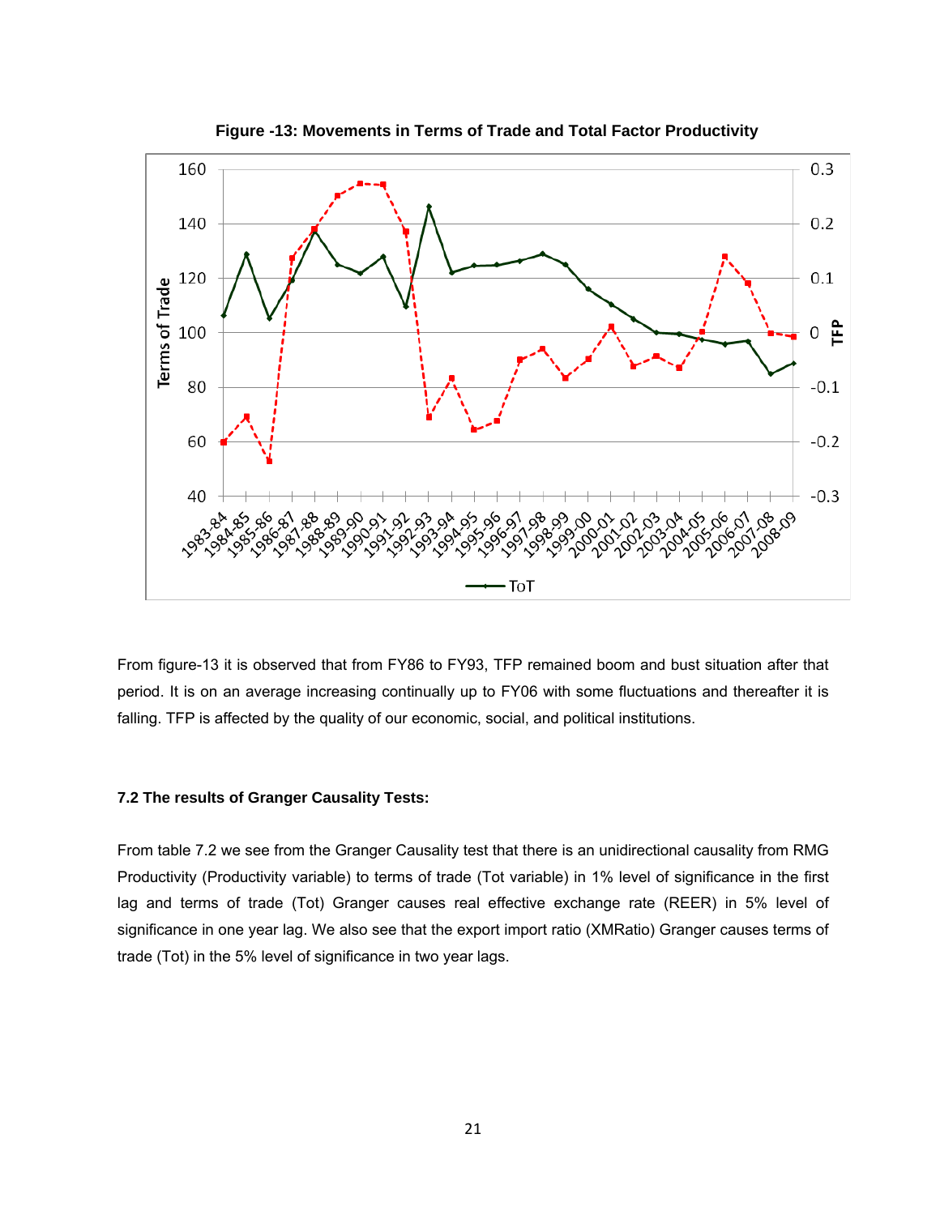**Figure -13: Movements in Terms of Trade and Total Factor Productivity**

From figure-13 it is observed that from FY86 to FY93, TFP remained boom and bust situation after that period. It is on an average increasing continually up to FY06 with some fluctuations and thereafter it is falling. TFP is affected by the quality of our economic, social, and political institutions.

### 7.2 The results of Granger Causality Tests:

From table 7.2 we see from the Granger Causality test that there is an unidirectional causality from RMG Productivity (Productivity variable) to terms of trade (Tot variable) in 1% level of significance in the first lag and terms of trade (Tot) Granger causes real effective exchange rate (REER) in 5% level of significance in one year lag. We also see that the export import ratio (XMRatio) Granger causes terms of trade (Tot) in the 5% level of significance in two year lags.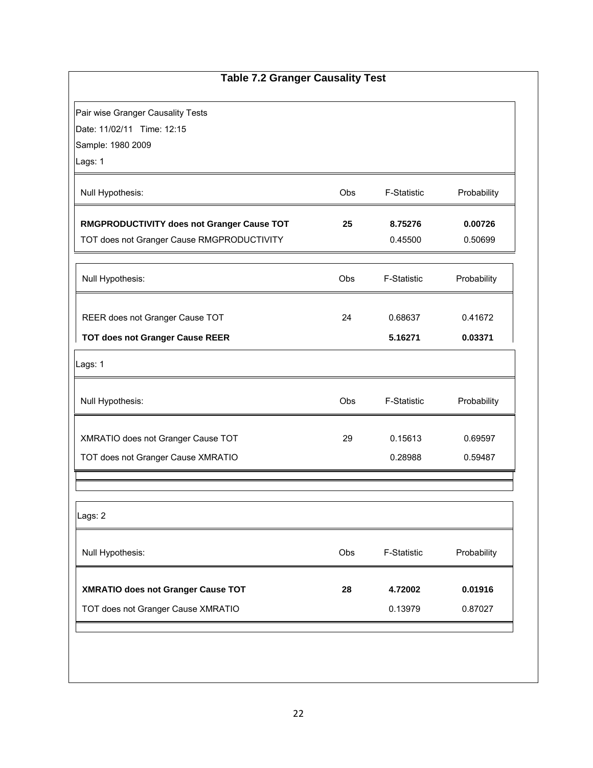### Table 7.2 Granger Causality Test

Pair wise Granger Causality Tests
Date: 11/02/11 Time: 12:15
Sample: 1980 2009
Lags: 1

| Null Hypothesis: | Obs | F-Statistic | Probability |
|---|---|---|---|
| **RMGPRODUCTIVITY does not Granger Cause TOT** | **25** | **8.75276** | **0.00726** |
| TOT does not Granger Cause RMGPRODUCTIVITY | | 0.45500 | 0.50699 |

| Null Hypothesis: | Obs | F-Statistic | Probability |
|---|---|---|---|
| REER does not Granger Cause TOT | 24 | 0.68637 | 0.41672 |
| **TOT does not Granger Cause REER** | | **5.16271** | **0.03371** |

Lags: 1

| Null Hypothesis: | Obs | F-Statistic | Probability |
|---|---|---|---|
| XMRATIO does not Granger Cause TOT | 29 | 0.15613 | 0.69597 |
| TOT does not Granger Cause XMRATIO | | 0.28988 | 0.59487 |

Lags: 2

| Null Hypothesis: | Obs | F-Statistic | Probability |
|---|---|---|---|
| **XMRATIO does not Granger Cause TOT** | **28** | **4.72002** | **0.01916** |
| TOT does not Granger Cause XMRATIO | | 0.13979 | 0.87027 |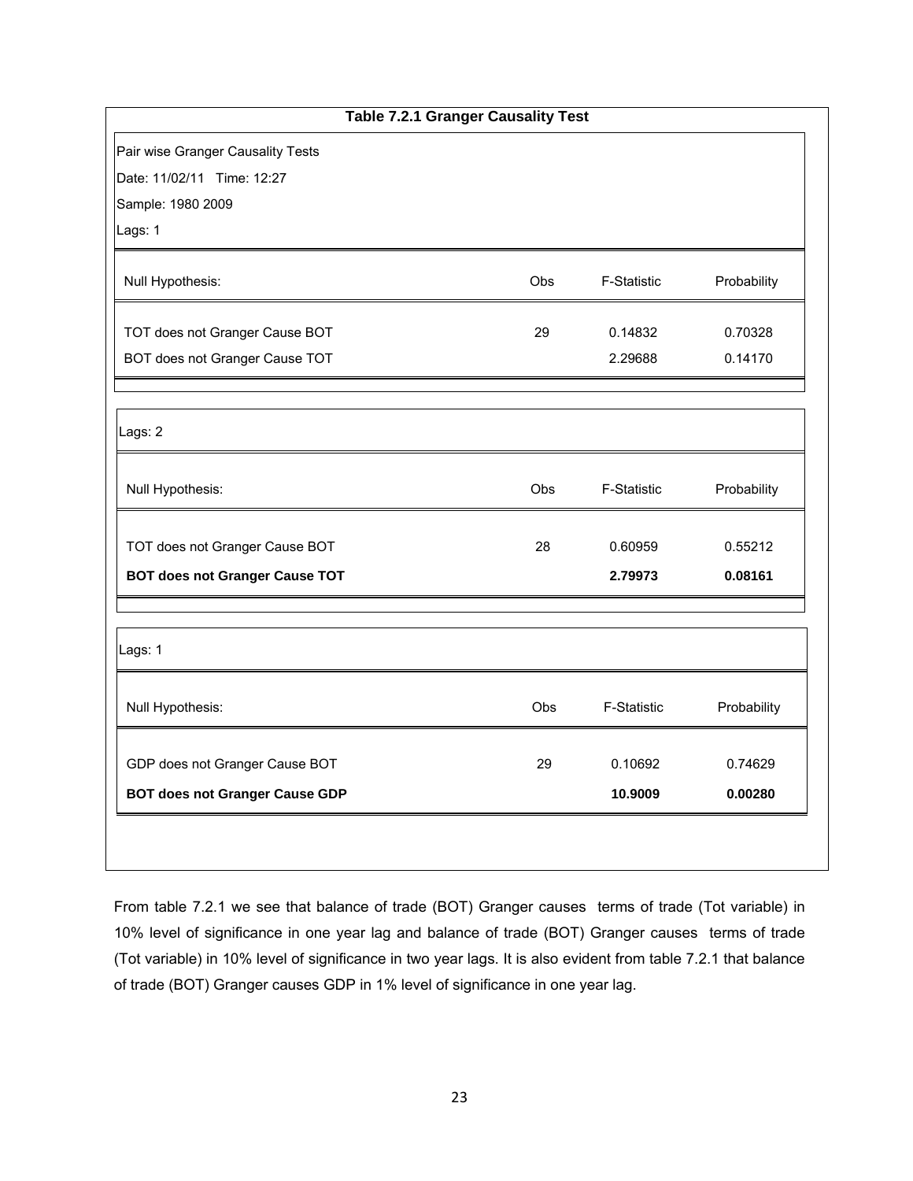**Table 7.2.1 Granger Causality Test**

Pair wise Granger Causality Tests

Date: 11/02/11 Time: 12:27

Sample: 1980 2009

Lags: 1

| Null Hypothesis: | Obs | F-Statistic | Probability |
|---|---|---|---|
| TOT does not Granger Cause BOT | 29 | 0.14832 | 0.70328 |
| BOT does not Granger Cause TOT | | 2.29688 | 0.14170 |

Lags: 2

| Null Hypothesis: | Obs | F-Statistic | Probability |
|---|---|---|---|
| TOT does not Granger Cause BOT | 28 | 0.60959 | 0.55212 |
| **BOT does not Granger Cause TOT** | | **2.79973** | **0.08161** |

Lags: 1

| Null Hypothesis: | Obs | F-Statistic | Probability |
|---|---|---|---|
| GDP does not Granger Cause BOT | 29 | 0.10692 | 0.74629 |
| **BOT does not Granger Cause GDP** | | **10.9009** | **0.00280** |

From table 7.2.1 we see that balance of trade (BOT) Granger causes terms of trade (Tot variable) in 10% level of significance in one year lag and balance of trade (BOT) Granger causes terms of trade (Tot variable) in 10% level of significance in two year lags. It is also evident from table 7.2.1 that balance of trade (BOT) Granger causes GDP in 1% level of significance in one year lag.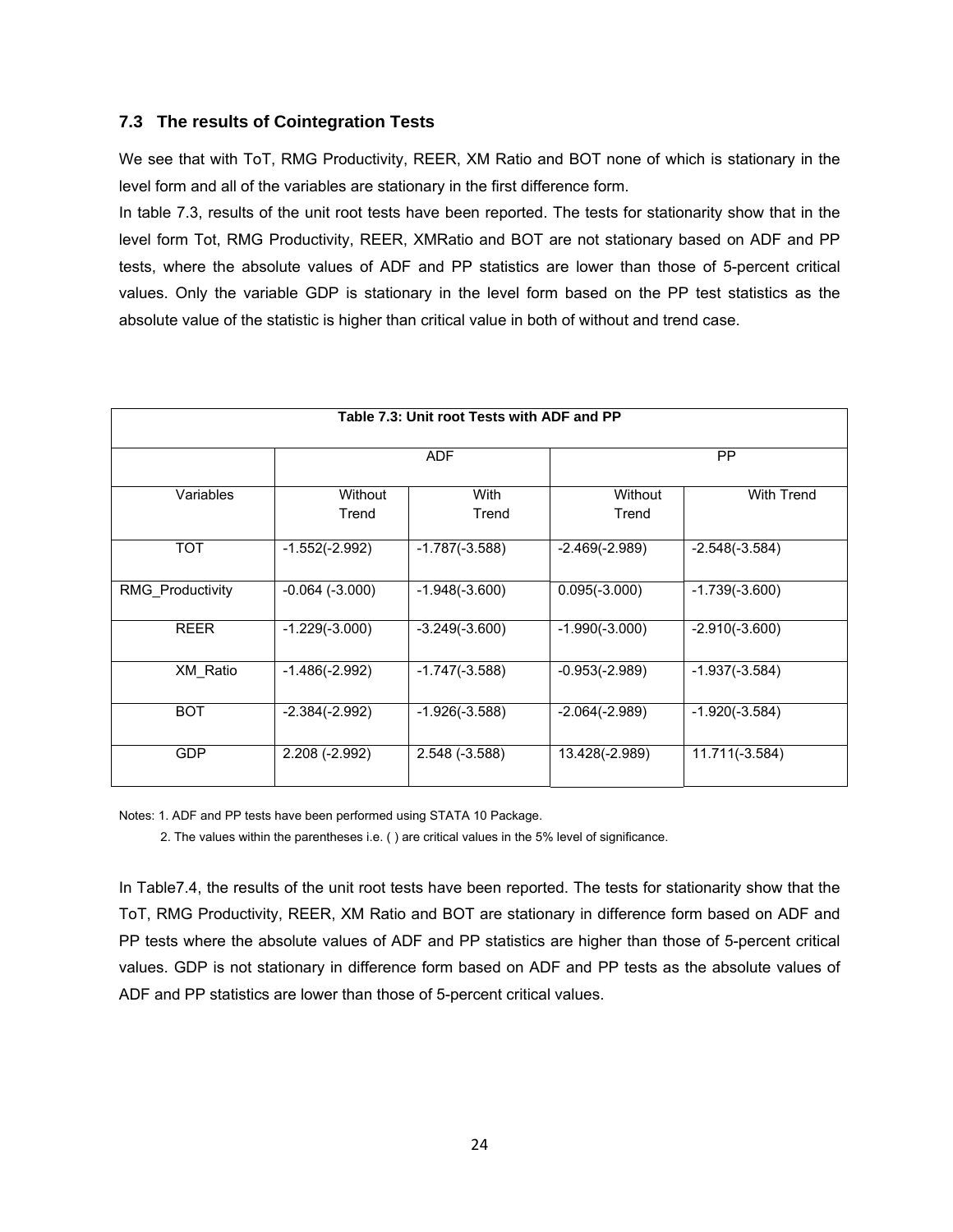### 7.3 The results of Cointegration Tests

We see that with ToT, RMG Productivity, REER, XM Ratio and BOT none of which is stationary in the level form and all of the variables are stationary in the first difference form.

In table 7.3, results of the unit root tests have been reported. The tests for stationarity show that in the level form Tot, RMG Productivity, REER, XMRatio and BOT are not stationary based on ADF and PP tests, where the absolute values of ADF and PP statistics are lower than those of 5-percent critical values. Only the variable GDP is stationary in the level form based on the PP test statistics as the absolute value of the statistic is higher than critical value in both of without and trend case.

**Table 7.3: Unit root Tests with ADF and PP**

| | ADF | | PP | |
|---|---|---|---|---|
| Variables | Without Trend | With Trend | Without Trend | With Trend |
| TOT | -1.552(-2.992) | -1.787(-3.588) | -2.469(-2.989) | -2.548(-3.584) |
| RMG_Productivity | -0.064 (-3.000) | -1.948(-3.600) | 0.095(-3.000) | -1.739(-3.600) |
| REER | -1.229(-3.000) | -3.249(-3.600) | -1.990(-3.000) | -2.910(-3.600) |
| XM_Ratio | -1.486(-2.992) | -1.747(-3.588) | -0.953(-2.989) | -1.937(-3.584) |
| BOT | -2.384(-2.992) | -1.926(-3.588) | -2.064(-2.989) | -1.920(-3.584) |
| GDP | 2.208 (-2.992) | 2.548 (-3.588) | 13.428(-2.989) | 11.711(-3.584) |

Notes: 1. ADF and PP tests have been performed using STATA 10 Package.

2. The values within the parentheses i.e. ( ) are critical values in the 5% level of significance.

In Table7.4, the results of the unit root tests have been reported. The tests for stationarity show that the ToT, RMG Productivity, REER, XM Ratio and BOT are stationary in difference form based on ADF and PP tests where the absolute values of ADF and PP statistics are higher than those of 5-percent critical values. GDP is not stationary in difference form based on ADF and PP tests as the absolute values of ADF and PP statistics are lower than those of 5-percent critical values.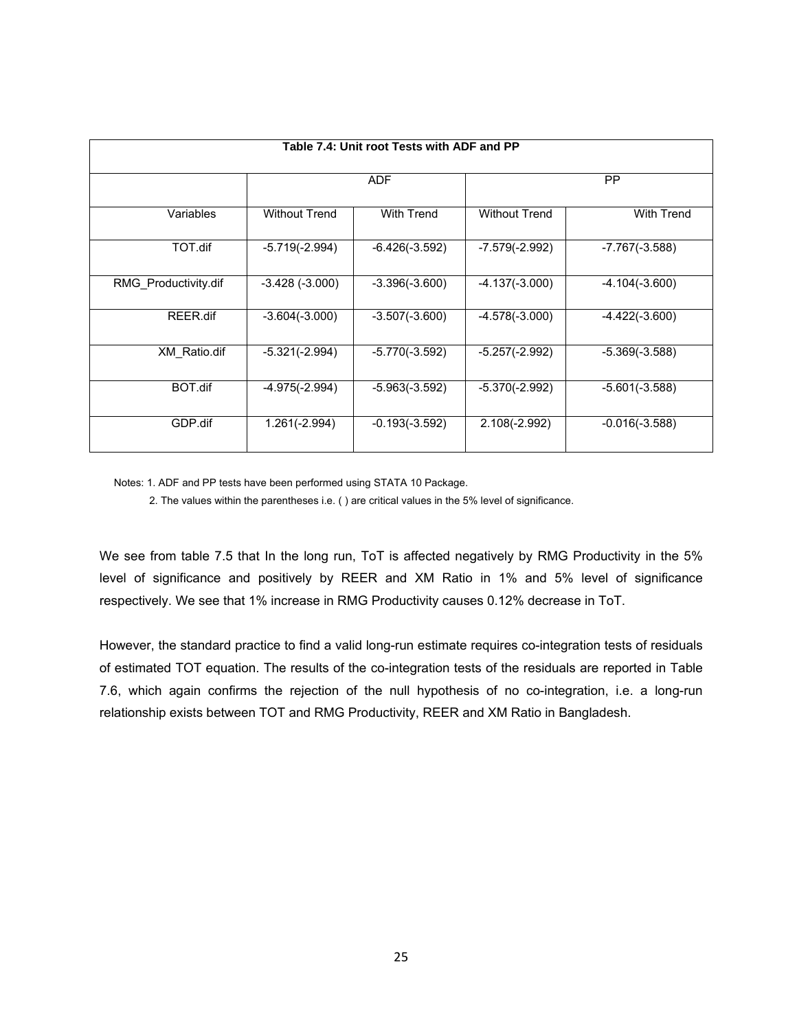**Table 7.4: Unit root Tests with ADF and PP**

| | ADF | | PP | |
|---|---|---|---|---|
| Variables | Without Trend | With Trend | Without Trend | With Trend |
| TOT.dif | -5.719(-2.994) | -6.426(-3.592) | -7.579(-2.992) | -7.767(-3.588) |
| RMG_Productivity.dif | -3.428 (-3.000) | -3.396(-3.600) | -4.137(-3.000) | -4.104(-3.600) |
| REER.dif | -3.604(-3.000) | -3.507(-3.600) | -4.578(-3.000) | -4.422(-3.600) |
| XM_Ratio.dif | -5.321(-2.994) | -5.770(-3.592) | -5.257(-2.992) | -5.369(-3.588) |
| BOT.dif | -4.975(-2.994) | -5.963(-3.592) | -5.370(-2.992) | -5.601(-3.588) |
| GDP.dif | 1.261(-2.994) | -0.193(-3.592) | 2.108(-2.992) | -0.016(-3.588) |

Notes: 1. ADF and PP tests have been performed using STATA 10 Package.

2. The values within the parentheses i.e. ( ) are critical values in the 5% level of significance.

We see from table 7.5 that In the long run, ToT is affected negatively by RMG Productivity in the 5% level of significance and positively by REER and XM Ratio in 1% and 5% level of significance respectively. We see that 1% increase in RMG Productivity causes 0.12% decrease in ToT.

However, the standard practice to find a valid long-run estimate requires co-integration tests of residuals of estimated TOT equation. The results of the co-integration tests of the residuals are reported in Table 7.6, which again confirms the rejection of the null hypothesis of no co-integration, i.e. a long-run relationship exists between TOT and RMG Productivity, REER and XM Ratio in Bangladesh.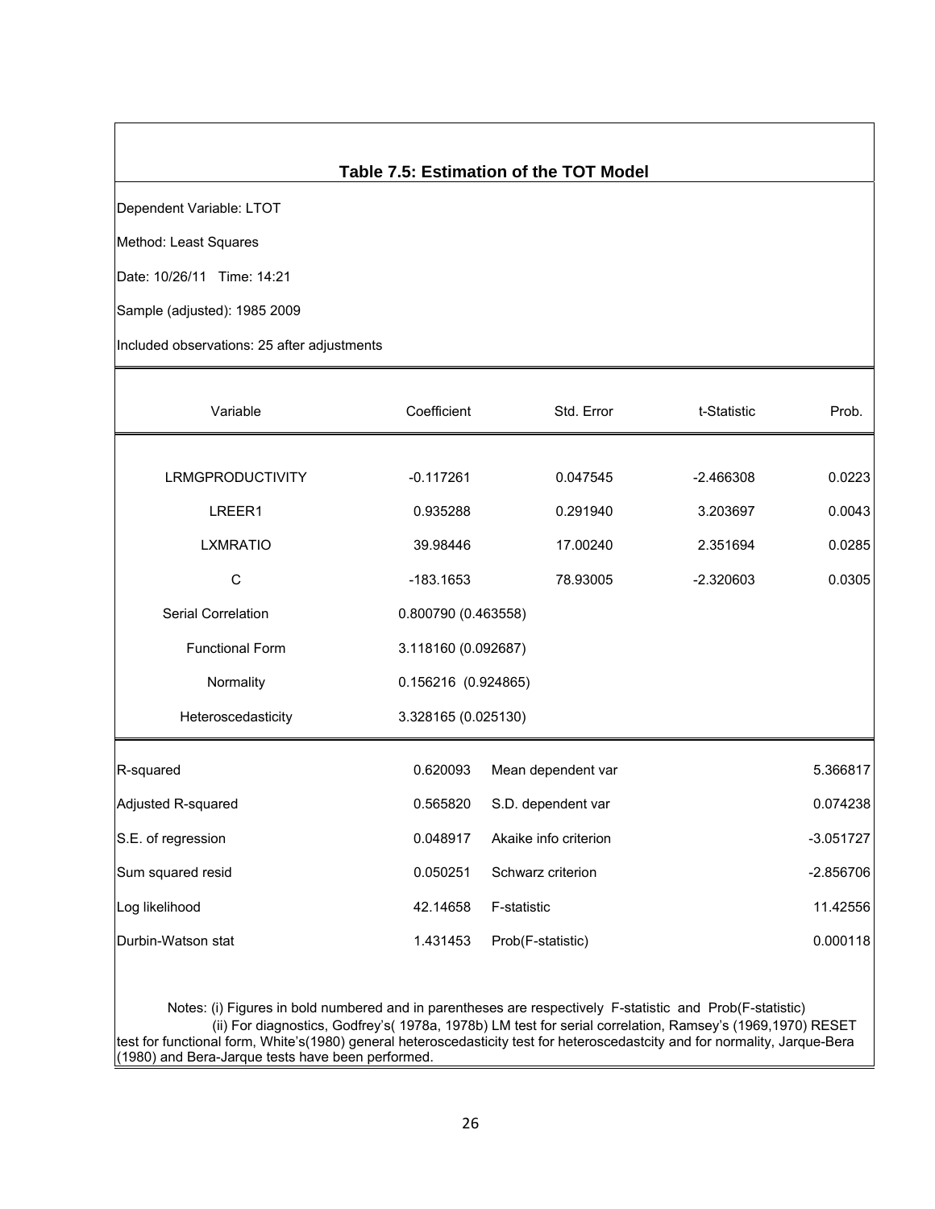### Table 7.5: Estimation of the TOT Model

Dependent Variable: LTOT

Method: Least Squares

Date: 10/26/11 Time: 14:21

Sample (adjusted): 1985 2009

Included observations: 25 after adjustments

| Variable | Coefficient | Std. Error | t-Statistic | Prob. |
|---|---|---|---|---|
| LRMGPRODUCTIVITY | -0.117261 | 0.047545 | -2.466308 | 0.0223 |
| LREER1 | 0.935288 | 0.291940 | 3.203697 | 0.0043 |
| LXMRATIO | 39.98446 | 17.00240 | 2.351694 | 0.0285 |
| C | -183.1653 | 78.93005 | -2.320603 | 0.0305 |
| Serial Correlation | 0.800790 (0.463558) | | | |
| Functional Form | 3.118160 (0.092687) | | | |
| Normality | 0.156216 (0.924865) | | | |
| Heteroscedasticity | 3.328165 (0.025130) | | | |

| | | | |
|---|---|---|---|
| R-squared | 0.620093 | Mean dependent var | 5.366817 |
| Adjusted R-squared | 0.565820 | S.D. dependent var | 0.074238 |
| S.E. of regression | 0.048917 | Akaike info criterion | -3.051727 |
| Sum squared resid | 0.050251 | Schwarz criterion | -2.856706 |
| Log likelihood | 42.14658 | F-statistic | 11.42556 |
| Durbin-Watson stat | 1.431453 | Prob(F-statistic) | 0.000118 |

Notes: (i) Figures in bold numbered and in parentheses are respectively F-statistic and Prob(F-statistic)
(ii) For diagnostics, Godfrey's( 1978a, 1978b) LM test for serial correlation, Ramsey's (1969,1970) RESET test for functional form, White's(1980) general heteroscedasticity test for heteroscedastcity and for normality, Jarque-Bera (1980) and Bera-Jarque tests have been performed.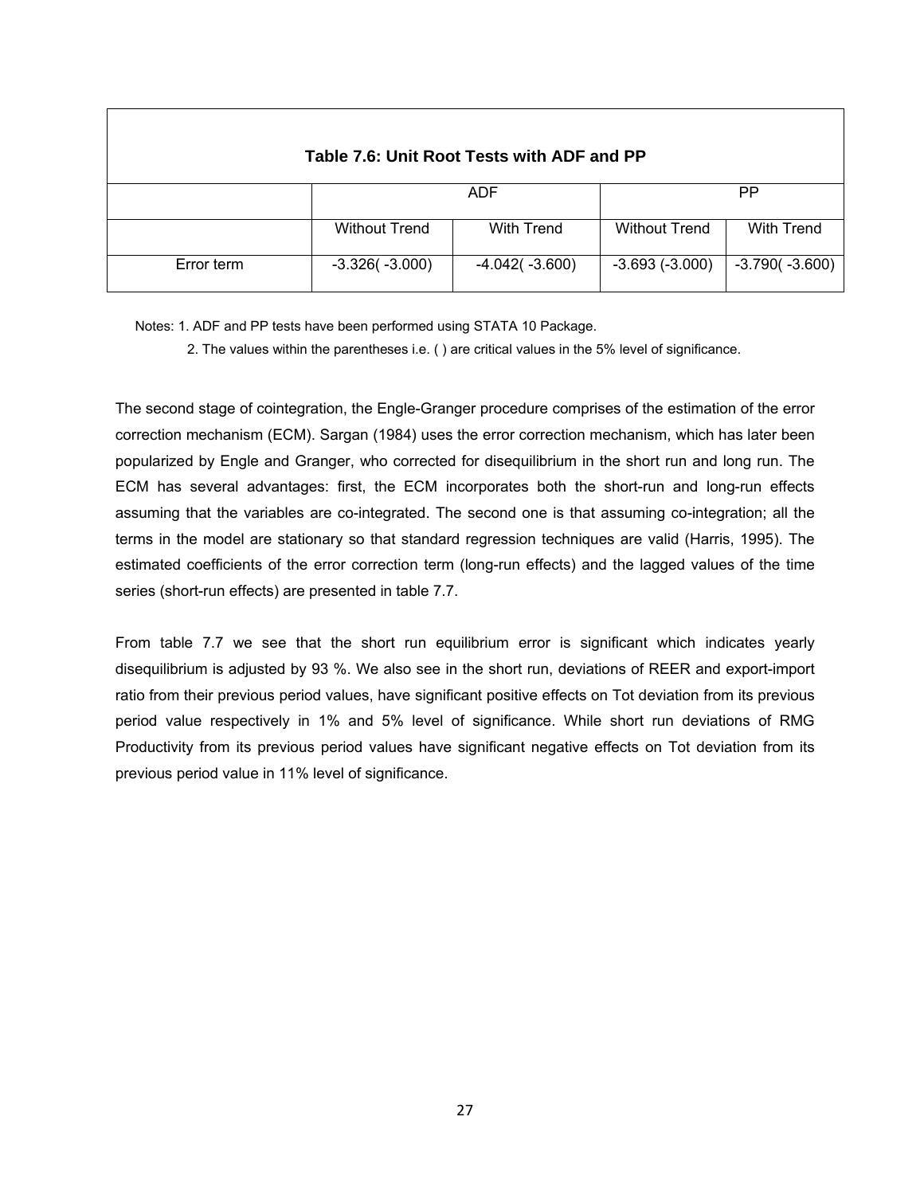**Table 7.6: Unit Root Tests with ADF and PP**

| | ADF | | PP | |
|---|---|---|---|---|
| | Without Trend | With Trend | Without Trend | With Trend |
| Error term | -3.326( -3.000) | -4.042( -3.600) | -3.693 (-3.000) | -3.790( -3.600) |

Notes: 1. ADF and PP tests have been performed using STATA 10 Package.

2. The values within the parentheses i.e. ( ) are critical values in the 5% level of significance.

The second stage of cointegration, the Engle-Granger procedure comprises of the estimation of the error correction mechanism (ECM). Sargan (1984) uses the error correction mechanism, which has later been popularized by Engle and Granger, who corrected for disequilibrium in the short run and long run. The ECM has several advantages: first, the ECM incorporates both the short-run and long-run effects assuming that the variables are co-integrated. The second one is that assuming co-integration; all the terms in the model are stationary so that standard regression techniques are valid (Harris, 1995). The estimated coefficients of the error correction term (long-run effects) and the lagged values of the time series (short-run effects) are presented in table 7.7.

From table 7.7 we see that the short run equilibrium error is significant which indicates yearly disequilibrium is adjusted by 93 %. We also see in the short run, deviations of REER and export-import ratio from their previous period values, have significant positive effects on Tot deviation from its previous period value respectively in 1% and 5% level of significance. While short run deviations of RMG Productivity from its previous period values have significant negative effects on Tot deviation from its previous period value in 11% level of significance.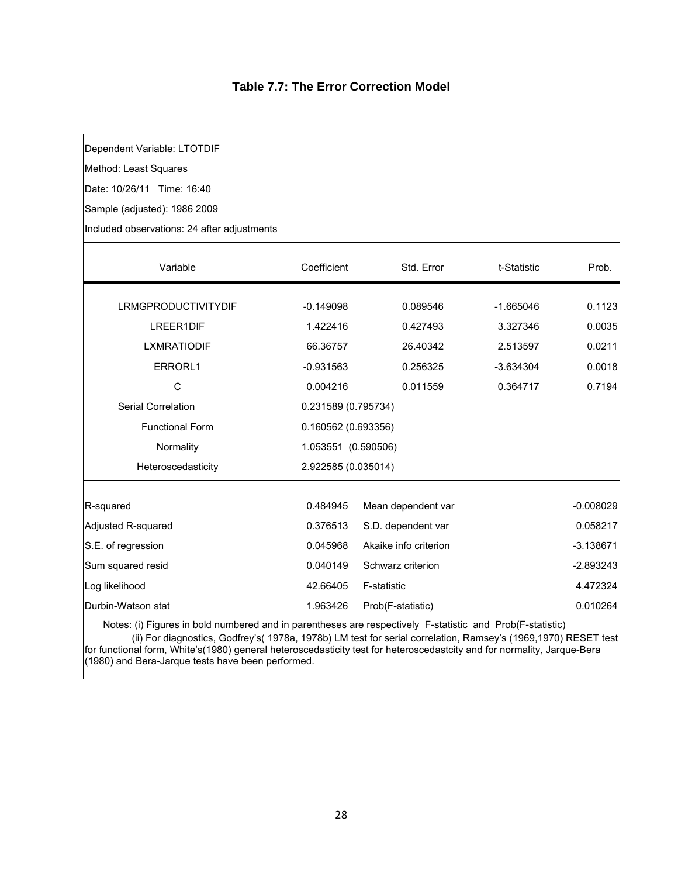# Table 7.7: The Error Correction Model

Dependent Variable: LTOTDIF

Method: Least Squares

Date: 10/26/11 Time: 16:40

Sample (adjusted): 1986 2009

Included observations: 24 after adjustments

| Variable | Coefficient | Std. Error | t-Statistic | Prob. |
|---|---|---|---|---|
| LRMGPRODUCTIVITYDIF | -0.149098 | 0.089546 | -1.665046 | 0.1123 |
| LREER1DIF | 1.422416 | 0.427493 | 3.327346 | 0.0035 |
| LXMRATIODIF | 66.36757 | 26.40342 | 2.513597 | 0.0211 |
| ERRORL1 | -0.931563 | 0.256325 | -3.634304 | 0.0018 |
| C | 0.004216 | 0.011559 | 0.364717 | 0.7194 |
| Serial Correlation | 0.231589 (0.795734) | | | |
| Functional Form | 0.160562 (0.693356) | | | |
| Normality | 1.053551 (0.590506) | | | |
| Heteroscedasticity | 2.922585 (0.035014) | | | |

| | | | |
|---|---|---|---|
| R-squared | 0.484945 | Mean dependent var | -0.008029 |
| Adjusted R-squared | 0.376513 | S.D. dependent var | 0.058217 |
| S.E. of regression | 0.045968 | Akaike info criterion | -3.138671 |
| Sum squared resid | 0.040149 | Schwarz criterion | -2.893243 |
| Log likelihood | 42.66405 | F-statistic | 4.472324 |
| Durbin-Watson stat | 1.963426 | Prob(F-statistic) | 0.010264 |

Notes: (i) Figures in bold numbered and in parentheses are respectively F-statistic and Prob(F-statistic)

(ii) For diagnostics, Godfrey's( 1978a, 1978b) LM test for serial correlation, Ramsey's (1969,1970) RESET test for functional form, White's(1980) general heteroscedasticity test for heteroscedastcity and for normality, Jarque-Bera (1980) and Bera-Jarque tests have been performed.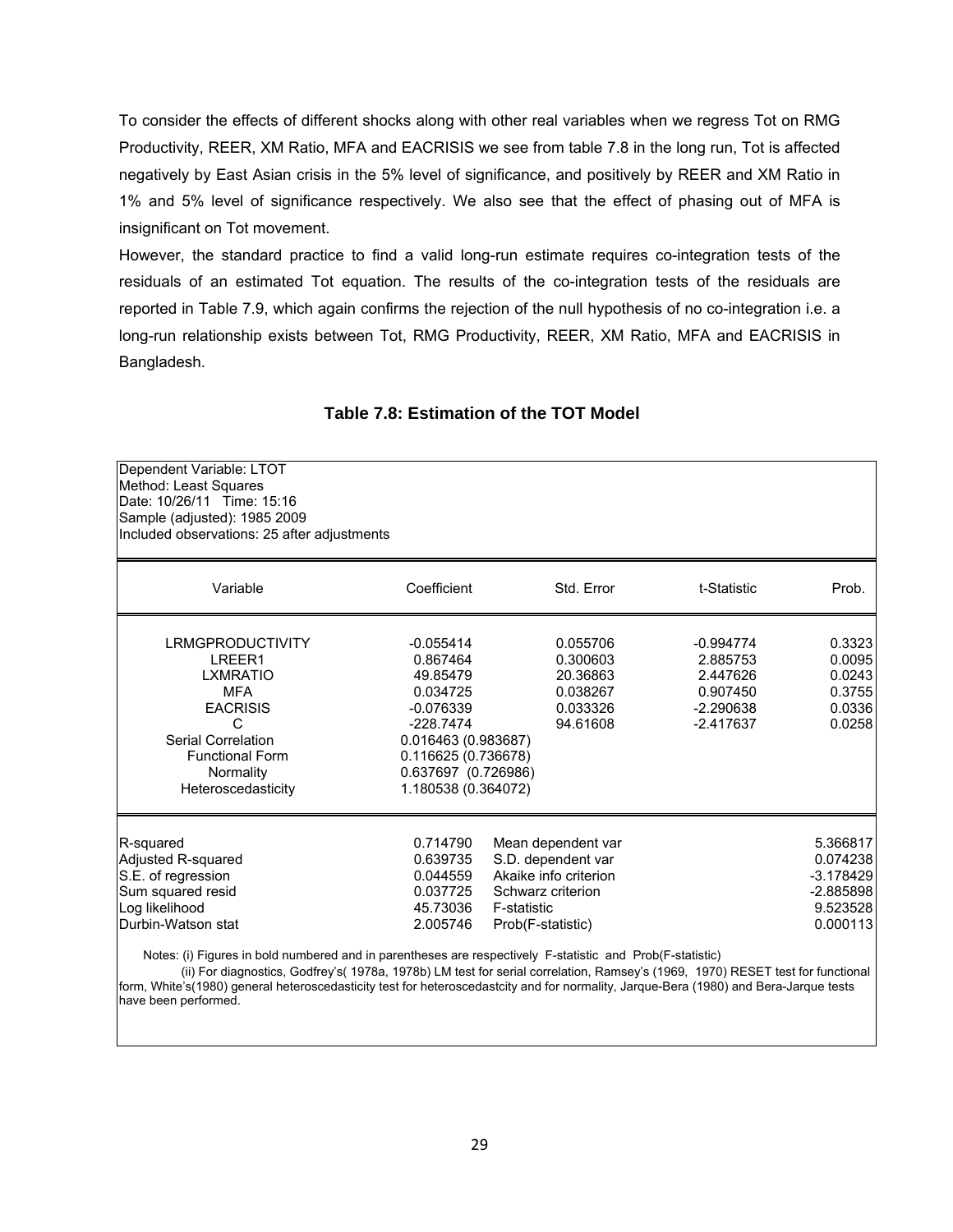To consider the effects of different shocks along with other real variables when we regress Tot on RMG Productivity, REER, XM Ratio, MFA and EACRISIS we see from table 7.8 in the long run, Tot is affected negatively by East Asian crisis in the 5% level of significance, and positively by REER and XM Ratio in 1% and 5% level of significance respectively. We also see that the effect of phasing out of MFA is insignificant on Tot movement.

However, the standard practice to find a valid long-run estimate requires co-integration tests of the residuals of an estimated Tot equation. The results of the co-integration tests of the residuals are reported in Table 7.9, which again confirms the rejection of the null hypothesis of no co-integration i.e. a long-run relationship exists between Tot, RMG Productivity, REER, XM Ratio, MFA and EACRISIS in Bangladesh.

### Table 7.8: Estimation of the TOT Model

Dependent Variable: LTOT
Method: Least Squares
Date: 10/26/11 Time: 15:16
Sample (adjusted): 1985 2009
Included observations: 25 after adjustments

| Variable | Coefficient | Std. Error | t-Statistic | Prob. |
|---|---|---|---|---|
| LRMGPRODUCTIVITY | -0.055414 | 0.055706 | -0.994774 | 0.3323 |
| LREER1 | 0.867464 | 0.300603 | 2.885753 | 0.0095 |
| LXMRATIO | 49.85479 | 20.36863 | 2.447626 | 0.0243 |
| MFA | 0.034725 | 0.038267 | 0.907450 | 0.3755 |
| EACRISIS | -0.076339 | 0.033326 | -2.290638 | 0.0336 |
| C | -228.7474 | 94.61608 | -2.417637 | 0.0258 |
| Serial Correlation | 0.016463 (0.983687) | | | |
| Functional Form | 0.116625 (0.736678) | | | |
| Normality | 0.637697 (0.726986) | | | |
| Heteroscedasticity | 1.180538 (0.364072) | | | |

| | | | |
|---|---|---|---|
| R-squared | 0.714790 | Mean dependent var | 5.366817 |
| Adjusted R-squared | 0.639735 | S.D. dependent var | 0.074238 |
| S.E. of regression | 0.044559 | Akaike info criterion | -3.178429 |
| Sum squared resid | 0.037725 | Schwarz criterion | -2.885898 |
| Log likelihood | 45.73036 | F-statistic | 9.523528 |
| Durbin-Watson stat | 2.005746 | Prob(F-statistic) | 0.000113 |

Notes: (i) Figures in bold numbered and in parentheses are respectively F-statistic and Prob(F-statistic)

(ii) For diagnostics, Godfrey's( 1978a, 1978b) LM test for serial correlation, Ramsey's (1969, 1970) RESET test for functional form, White's(1980) general heteroscedasticity test for heteroscedastcity and for normality, Jarque-Bera (1980) and Bera-Jarque tests have been performed.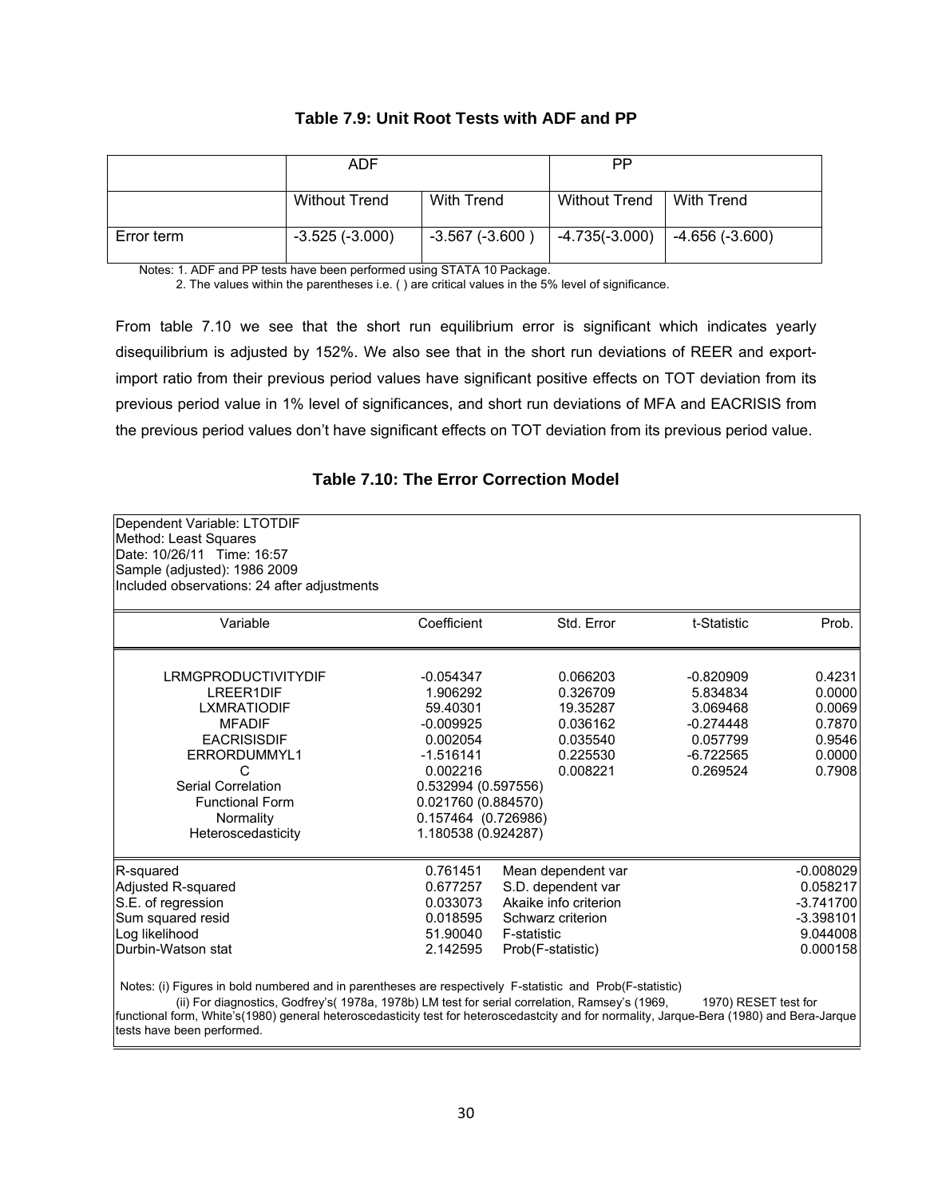### Table 7.9: Unit Root Tests with ADF and PP

| | ADF | | PP | |
|---|---|---|---|---|
| | Without Trend | With Trend | Without Trend | With Trend |
| Error term | -3.525 (-3.000) | -3.567 (-3.600 ) | -4.735(-3.000) | -4.656 (-3.600) |

Notes: 1. ADF and PP tests have been performed using STATA 10 Package.
2. The values within the parentheses i.e. ( ) are critical values in the 5% level of significance.

From table 7.10 we see that the short run equilibrium error is significant which indicates yearly disequilibrium is adjusted by 152%. We also see that in the short run deviations of REER and export-import ratio from their previous period values have significant positive effects on TOT deviation from its previous period value in 1% level of significances, and short run deviations of MFA and EACRISIS from the previous period values don't have significant effects on TOT deviation from its previous period value.

### Table 7.10: The Error Correction Model

Dependent Variable: LTOTDIF
Method: Least Squares
Date: 10/26/11 Time: 16:57
Sample (adjusted): 1986 2009
Included observations: 24 after adjustments

| Variable | Coefficient | Std. Error | t-Statistic | Prob. |
|---|---|---|---|---|
| LRMGPRODUCTIVITYDIF | -0.054347 | 0.066203 | -0.820909 | 0.4231 |
| LREER1DIF | 1.906292 | 0.326709 | 5.834834 | 0.0000 |
| LXMRATIODIF | 59.40301 | 19.35287 | 3.069468 | 0.0069 |
| MFADIF | -0.009925 | 0.036162 | -0.274448 | 0.7870 |
| EACRISISDIF | 0.002054 | 0.035540 | 0.057799 | 0.9546 |
| ERRORDUMMYL1 | -1.516141 | 0.225530 | -6.722565 | 0.0000 |
| C | 0.002216 | 0.008221 | 0.269524 | 0.7908 |
| Serial Correlation | 0.532994 (0.597556) | | | |
| Functional Form | 0.021760 (0.884570) | | | |
| Normality | 0.157464 (0.726986) | | | |
| Heteroscedasticity | 1.180538 (0.924287) | | | |

| | | | |
|---|---|---|---|
| R-squared | 0.761451 | Mean dependent var | -0.008029 |
| Adjusted R-squared | 0.677257 | S.D. dependent var | 0.058217 |
| S.E. of regression | 0.033073 | Akaike info criterion | -3.741700 |
| Sum squared resid | 0.018595 | Schwarz criterion | -3.398101 |
| Log likelihood | 51.90040 | F-statistic | 9.044008 |
| Durbin-Watson stat | 2.142595 | Prob(F-statistic) | 0.000158 |

Notes: (i) Figures in bold numbered and in parentheses are respectively F-statistic and Prob(F-statistic)
(ii) For diagnostics, Godfrey's( 1978a, 1978b) LM test for serial correlation, Ramsey's (1969, 1970) RESET test for functional form, White's(1980) general heteroscedasticity test for heteroscedastcity and for normality, Jarque-Bera (1980) and Bera-Jarque tests have been performed.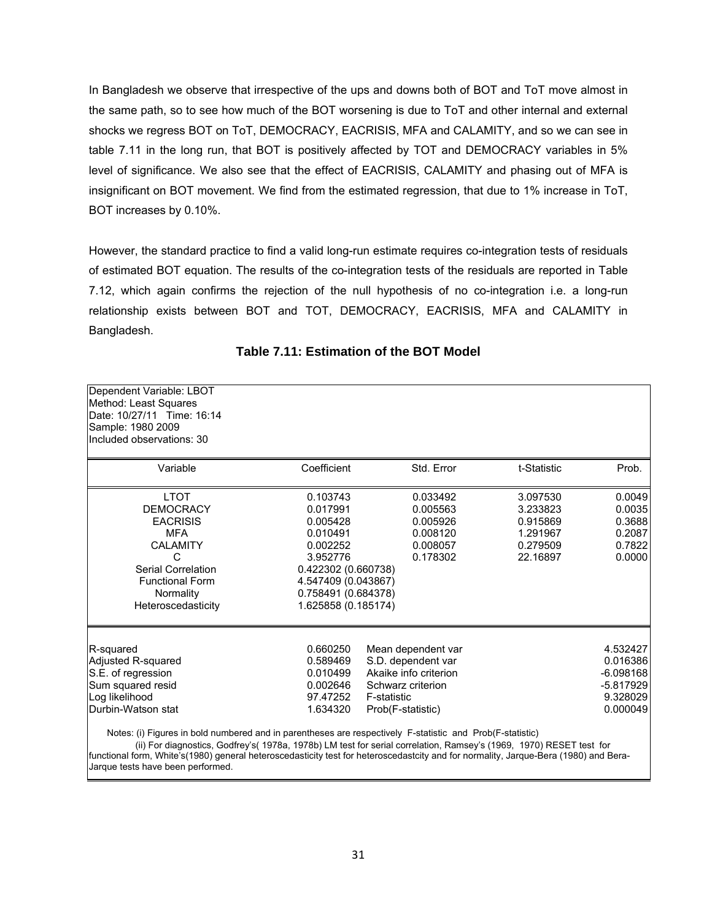In Bangladesh we observe that irrespective of the ups and downs both of BOT and ToT move almost in the same path, so to see how much of the BOT worsening is due to ToT and other internal and external shocks we regress BOT on ToT, DEMOCRACY, EACRISIS, MFA and CALAMITY, and so we can see in table 7.11 in the long run, that BOT is positively affected by TOT and DEMOCRACY variables in 5% level of significance. We also see that the effect of EACRISIS, CALAMITY and phasing out of MFA is insignificant on BOT movement. We find from the estimated regression, that due to 1% increase in ToT, BOT increases by 0.10%.

However, the standard practice to find a valid long-run estimate requires co-integration tests of residuals of estimated BOT equation. The results of the co-integration tests of the residuals are reported in Table 7.12, which again confirms the rejection of the null hypothesis of no co-integration i.e. a long-run relationship exists between BOT and TOT, DEMOCRACY, EACRISIS, MFA and CALAMITY in Bangladesh.

### Table 7.11: Estimation of the BOT Model

Dependent Variable: LBOT
Method: Least Squares
Date: 10/27/11 Time: 16:14
Sample: 1980 2009
Included observations: 30

| Variable | Coefficient | Std. Error | t-Statistic | Prob. |
|---|---|---|---|---|
| LTOT | 0.103743 | 0.033492 | 3.097530 | 0.0049 |
| DEMOCRACY | 0.017991 | 0.005563 | 3.233823 | 0.0035 |
| EACRISIS | 0.005428 | 0.005926 | 0.915869 | 0.3688 |
| MFA | 0.010491 | 0.008120 | 1.291967 | 0.2087 |
| CALAMITY | 0.002252 | 0.008057 | 0.279509 | 0.7822 |
| C | 3.952776 | 0.178302 | 22.16897 | 0.0000 |
| Serial Correlation | 0.422302 (0.660738) | | | |
| Functional Form | 4.547409 (0.043867) | | | |
| Normality | 0.758491 (0.684378) | | | |
| Heteroscedasticity | 1.625858 (0.185174) | | | |

| | | | |
|---|---|---|---|
| R-squared | 0.660250 | Mean dependent var | 4.532427 |
| Adjusted R-squared | 0.589469 | S.D. dependent var | 0.016386 |
| S.E. of regression | 0.010499 | Akaike info criterion | -6.098168 |
| Sum squared resid | 0.002646 | Schwarz criterion | -5.817929 |
| Log likelihood | 97.47252 | F-statistic | 9.328029 |
| Durbin-Watson stat | 1.634320 | Prob(F-statistic) | 0.000049 |

Notes: (i) Figures in bold numbered and in parentheses are respectively F-statistic and Prob(F-statistic)

(ii) For diagnostics, Godfrey's( 1978a, 1978b) LM test for serial correlation, Ramsey's (1969, 1970) RESET test for functional form, White's(1980) general heteroscedasticity test for heteroscedastcity and for normality, Jarque-Bera (1980) and Bera-Jarque tests have been performed.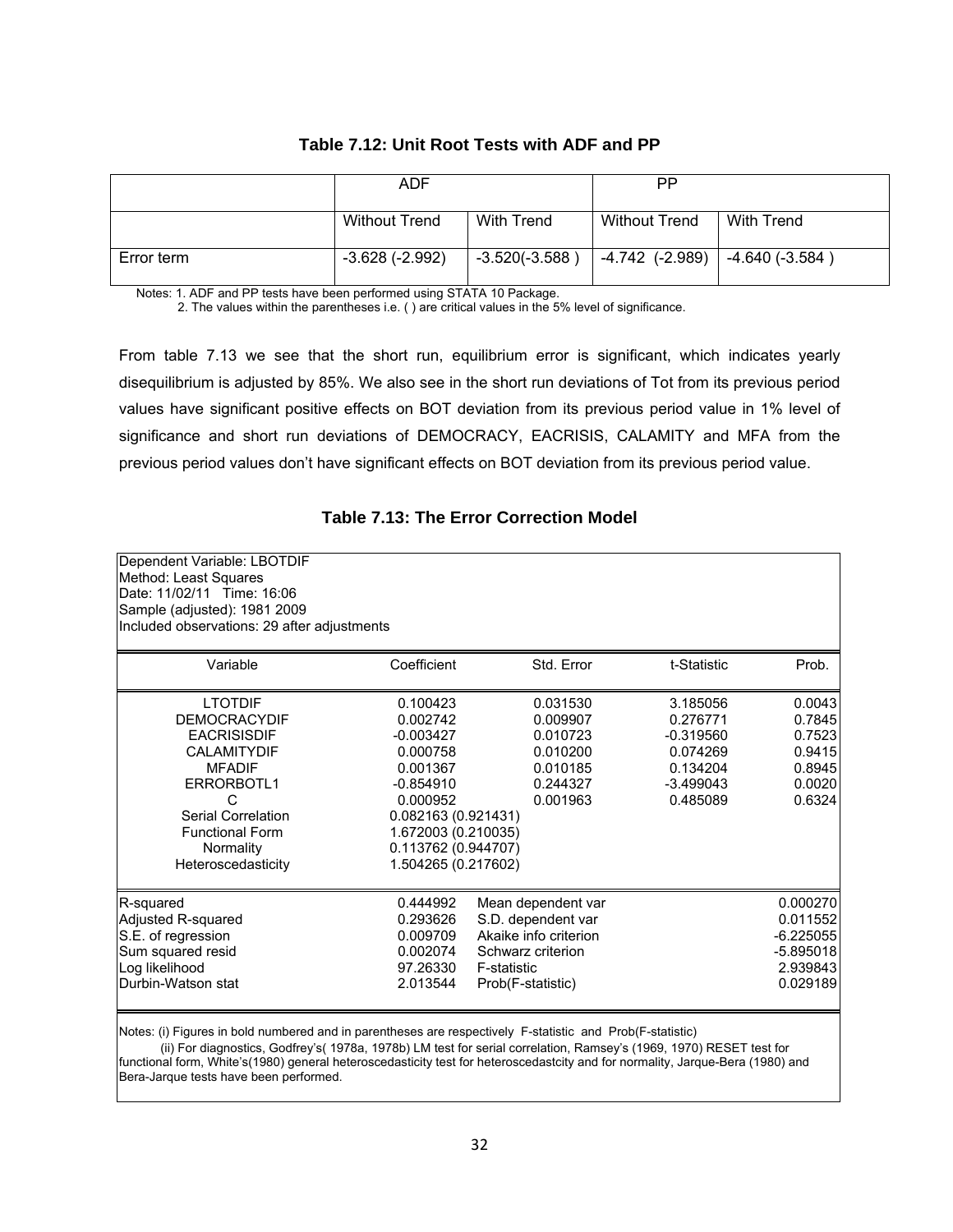### Table 7.12: Unit Root Tests with ADF and PP

| | ADF | | PP | |
|---|---|---|---|---|
| | Without Trend | With Trend | Without Trend | With Trend |
| Error term | -3.628 (-2.992) | -3.520(-3.588 ) | -4.742 (-2.989) | -4.640 (-3.584 ) |

Notes: 1. ADF and PP tests have been performed using STATA 10 Package.
2. The values within the parentheses i.e. ( ) are critical values in the 5% level of significance.

From table 7.13 we see that the short run, equilibrium error is significant, which indicates yearly disequilibrium is adjusted by 85%. We also see in the short run deviations of Tot from its previous period values have significant positive effects on BOT deviation from its previous period value in 1% level of significance and short run deviations of DEMOCRACY, EACRISIS, CALAMITY and MFA from the previous period values don't have significant effects on BOT deviation from its previous period value.

### Table 7.13: The Error Correction Model

Dependent Variable: LBOTDIF
Method: Least Squares
Date: 11/02/11 Time: 16:06
Sample (adjusted): 1981 2009
Included observations: 29 after adjustments

| Variable | Coefficient | Std. Error | t-Statistic | Prob. |
|---|---|---|---|---|
| LTOTDIF | 0.100423 | 0.031530 | 3.185056 | 0.0043 |
| DEMOCRACYDIF | 0.002742 | 0.009907 | 0.276771 | 0.7845 |
| EACRISISDIF | -0.003427 | 0.010723 | -0.319560 | 0.7523 |
| CALAMITYDIF | 0.000758 | 0.010200 | 0.074269 | 0.9415 |
| MFADIF | 0.001367 | 0.010185 | 0.134204 | 0.8945 |
| ERRORBOTL1 | -0.854910 | 0.244327 | -3.499043 | 0.0020 |
| C | 0.000952 | 0.001963 | 0.485089 | 0.6324 |
| Serial Correlation | 0.082163 (0.921431) | | | |
| Functional Form | 1.672003 (0.210035) | | | |
| Normality | 0.113762 (0.944707) | | | |
| Heteroscedasticity | 1.504265 (0.217602) | | | |

| | | | |
|---|---|---|---|
| R-squared | 0.444992 | Mean dependent var | 0.000270 |
| Adjusted R-squared | 0.293626 | S.D. dependent var | 0.011552 |
| S.E. of regression | 0.009709 | Akaike info criterion | -6.225055 |
| Sum squared resid | 0.002074 | Schwarz criterion | -5.895018 |
| Log likelihood | 97.26330 | F-statistic | 2.939843 |
| Durbin-Watson stat | 2.013544 | Prob(F-statistic) | 0.029189 |

Notes: (i) Figures in bold numbered and in parentheses are respectively F-statistic and Prob(F-statistic)
(ii) For diagnostics, Godfrey's( 1978a, 1978b) LM test for serial correlation, Ramsey's (1969, 1970) RESET test for functional form, White's(1980) general heteroscedasticity test for heteroscedastcity and for normality, Jarque-Bera (1980) and Bera-Jarque tests have been performed.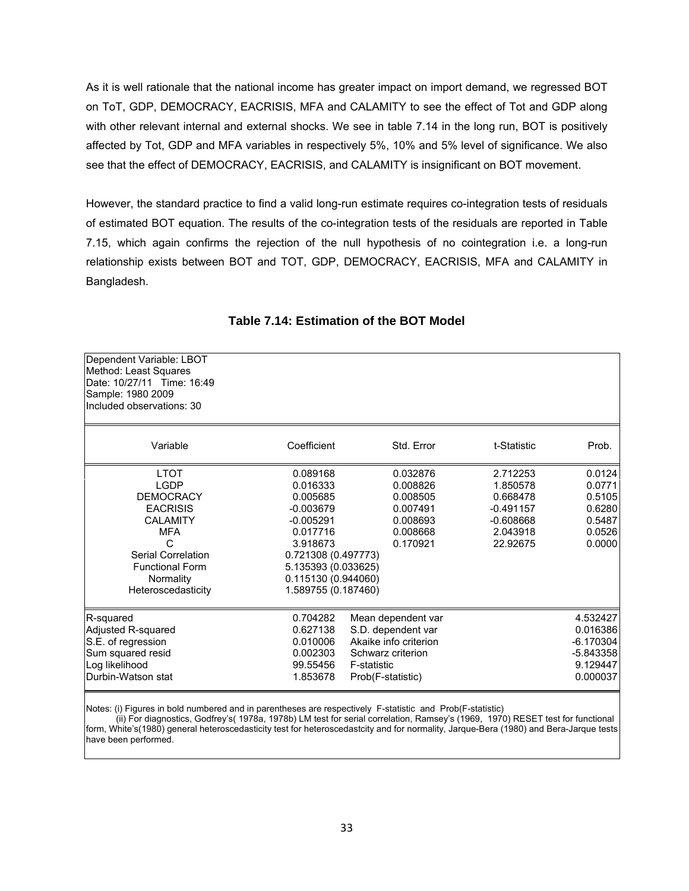As it is well rationale that the national income has greater impact on import demand, we regressed BOT on ToT, GDP, DEMOCRACY, EACRISIS, MFA and CALAMITY to see the effect of Tot and GDP along with other relevant internal and external shocks. We see in table 7.14 in the long run, BOT is positively affected by Tot, GDP and MFA variables in respectively 5%, 10% and 5% level of significance. We also see that the effect of DEMOCRACY, EACRISIS, and CALAMITY is insignificant on BOT movement.

However, the standard practice to find a valid long-run estimate requires co-integration tests of residuals of estimated BOT equation. The results of the co-integration tests of the residuals are reported in Table 7.15, which again confirms the rejection of the null hypothesis of no cointegration i.e. a long-run relationship exists between BOT and TOT, GDP, DEMOCRACY, EACRISIS, MFA and CALAMITY in Bangladesh.

### Table 7.14: Estimation of the BOT Model

Dependent Variable: LBOT
Method: Least Squares
Date: 10/27/11 Time: 16:49
Sample: 1980 2009
Included observations: 30

| Variable | Coefficient | Std. Error | t-Statistic | Prob. |
|---|---|---|---|---|
| LTOT | 0.089168 | 0.032876 | 2.712253 | 0.0124 |
| LGDP | 0.016333 | 0.008826 | 1.850578 | 0.0771 |
| DEMOCRACY | 0.005685 | 0.008505 | 0.668478 | 0.5105 |
| EACRISIS | -0.003679 | 0.007491 | -0.491157 | 0.6280 |
| CALAMITY | -0.005291 | 0.008693 | -0.608668 | 0.5487 |
| MFA | 0.017716 | 0.008668 | 2.043918 | 0.0526 |
| C | 3.918673 | 0.170921 | 22.92675 | 0.0000 |
| Serial Correlation | 0.721308 (0.497773) | | | |
| Functional Form | 5.135393 (0.033625) | | | |
| Normality | 0.115130 (0.944060) | | | |
| Heteroscedasticity | 1.589755 (0.187460) | | | |

| | | | |
|---|---|---|---|
| R-squared | 0.704282 | Mean dependent var | 4.532427 |
| Adjusted R-squared | 0.627138 | S.D. dependent var | 0.016386 |
| S.E. of regression | 0.010006 | Akaike info criterion | -6.170304 |
| Sum squared resid | 0.002303 | Schwarz criterion | -5.843358 |
| Log likelihood | 99.55456 | F-statistic | 9.129447 |
| Durbin-Watson stat | 1.853678 | Prob(F-statistic) | 0.000037 |

Notes: (i) Figures in bold numbered and in parentheses are respectively F-statistic and Prob(F-statistic)
(ii) For diagnostics, Godfrey's( 1978a, 1978b) LM test for serial correlation, Ramsey's (1969, 1970) RESET test for functional form, White's(1980) general heteroscedasticity test for heteroscedastcity and for normality, Jarque-Bera (1980) and Bera-Jarque tests have been performed.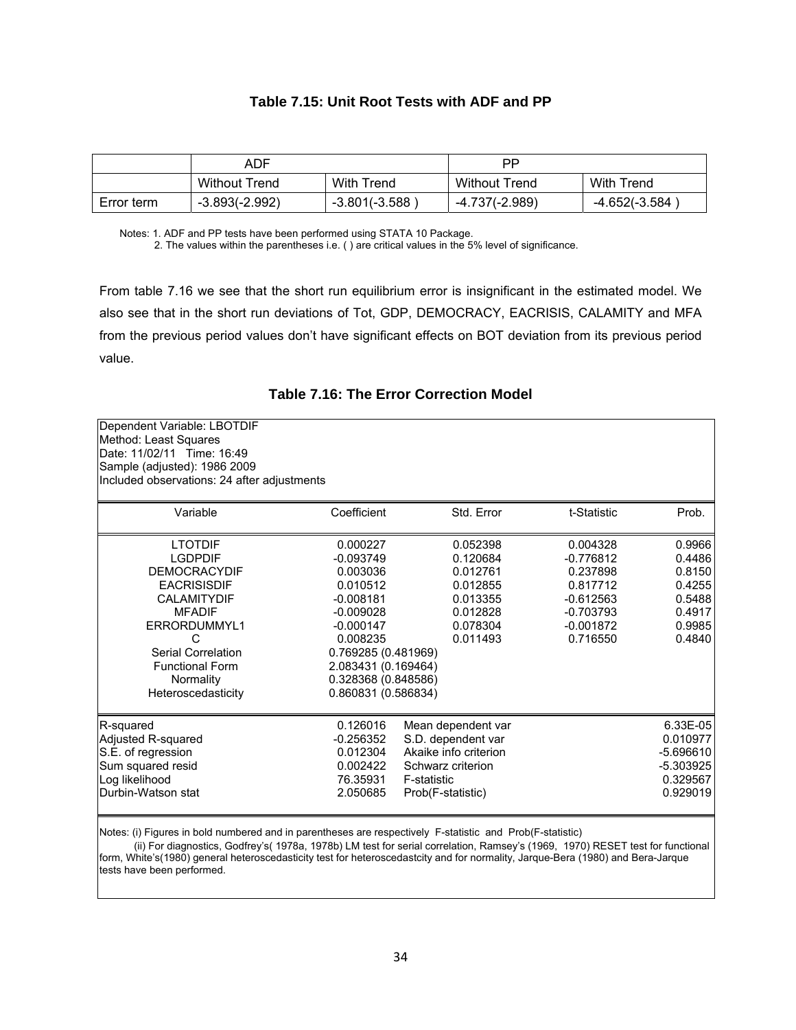### Table 7.15: Unit Root Tests with ADF and PP

| | ADF | | PP | |
|---|---|---|---|---|
| | Without Trend | With Trend | Without Trend | With Trend |
| Error term | -3.893(-2.992) | -3.801(-3.588 ) | -4.737(-2.989) | -4.652(-3.584 ) |

Notes: 1. ADF and PP tests have been performed using STATA 10 Package.
2. The values within the parentheses i.e. ( ) are critical values in the 5% level of significance.

From table 7.16 we see that the short run equilibrium error is insignificant in the estimated model. We also see that in the short run deviations of Tot, GDP, DEMOCRACY, EACRISIS, CALAMITY and MFA from the previous period values don't have significant effects on BOT deviation from its previous period value.

### Table 7.16: The Error Correction Model

Dependent Variable: LBOTDIF
Method: Least Squares
Date: 11/02/11 Time: 16:49
Sample (adjusted): 1986 2009
Included observations: 24 after adjustments

| Variable | Coefficient | Std. Error | t-Statistic | Prob. |
|---|---|---|---|---|
| LTOTDIF | 0.000227 | 0.052398 | 0.004328 | 0.9966 |
| LGDPDIF | -0.093749 | 0.120684 | -0.776812 | 0.4486 |
| DEMOCRACYDIF | 0.003036 | 0.012761 | 0.237898 | 0.8150 |
| EACRISISDIF | 0.010512 | 0.012855 | 0.817712 | 0.4255 |
| CALAMITYDIF | -0.008181 | 0.013355 | -0.612563 | 0.5488 |
| MFADIF | -0.009028 | 0.012828 | -0.703793 | 0.4917 |
| ERRORDUMMYL1 | -0.000147 | 0.078304 | -0.001872 | 0.9985 |
| C | 0.008235 | 0.011493 | 0.716550 | 0.4840 |
| Serial Correlation | 0.769285 (0.481969) | | | |
| Functional Form | 2.083431 (0.169464) | | | |
| Normality | 0.328368 (0.848586) | | | |
| Heteroscedasticity | 0.860831 (0.586834) | | | |

| | | | |
|---|---|---|---|
| R-squared | 0.126016 | Mean dependent var | 6.33E-05 |
| Adjusted R-squared | -0.256352 | S.D. dependent var | 0.010977 |
| S.E. of regression | 0.012304 | Akaike info criterion | -5.696610 |
| Sum squared resid | 0.002422 | Schwarz criterion | -5.303925 |
| Log likelihood | 76.35931 | F-statistic | 0.329567 |
| Durbin-Watson stat | 2.050685 | Prob(F-statistic) | 0.929019 |

Notes: (i) Figures in bold numbered and in parentheses are respectively F-statistic and Prob(F-statistic)
(ii) For diagnostics, Godfrey's( 1978a, 1978b) LM test for serial correlation, Ramsey's (1969, 1970) RESET test for functional form, White's(1980) general heteroscedasticity test for heteroscedastcity and for normality, Jarque-Bera (1980) and Bera-Jarque tests have been performed.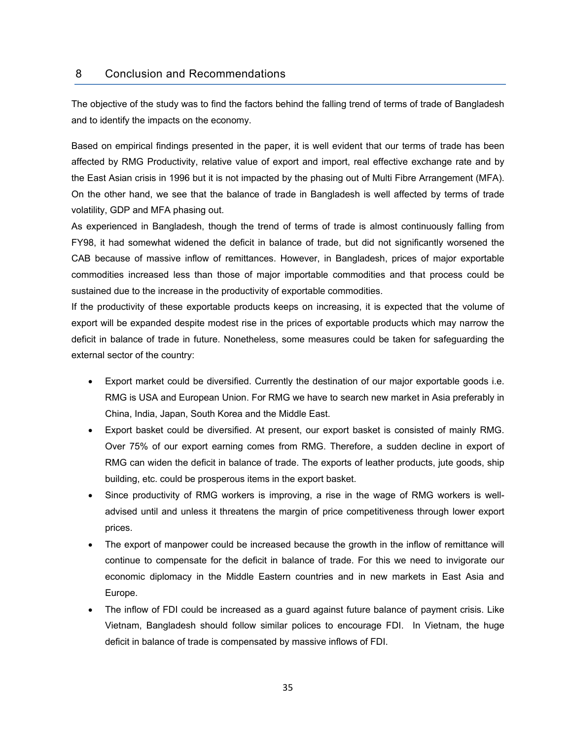## 8 Conclusion and Recommendations

The objective of the study was to find the factors behind the falling trend of terms of trade of Bangladesh and to identify the impacts on the economy.

Based on empirical findings presented in the paper, it is well evident that our terms of trade has been affected by RMG Productivity, relative value of export and import, real effective exchange rate and by the East Asian crisis in 1996 but it is not impacted by the phasing out of Multi Fibre Arrangement (MFA). On the other hand, we see that the balance of trade in Bangladesh is well affected by terms of trade volatility, GDP and MFA phasing out.

As experienced in Bangladesh, though the trend of terms of trade is almost continuously falling from FY98, it had somewhat widened the deficit in balance of trade, but did not significantly worsened the CAB because of massive inflow of remittances. However, in Bangladesh, prices of major exportable commodities increased less than those of major importable commodities and that process could be sustained due to the increase in the productivity of exportable commodities.

If the productivity of these exportable products keeps on increasing, it is expected that the volume of export will be expanded despite modest rise in the prices of exportable products which may narrow the deficit in balance of trade in future. Nonetheless, some measures could be taken for safeguarding the external sector of the country:

- Export market could be diversified. Currently the destination of our major exportable goods i.e. RMG is USA and European Union. For RMG we have to search new market in Asia preferably in China, India, Japan, South Korea and the Middle East.
- Export basket could be diversified. At present, our export basket is consisted of mainly RMG. Over 75% of our export earning comes from RMG. Therefore, a sudden decline in export of RMG can widen the deficit in balance of trade. The exports of leather products, jute goods, ship building, etc. could be prosperous items in the export basket.
- Since productivity of RMG workers is improving, a rise in the wage of RMG workers is well-advised until and unless it threatens the margin of price competitiveness through lower export prices.
- The export of manpower could be increased because the growth in the inflow of remittance will continue to compensate for the deficit in balance of trade. For this we need to invigorate our economic diplomacy in the Middle Eastern countries and in new markets in East Asia and Europe.
- The inflow of FDI could be increased as a guard against future balance of payment crisis. Like Vietnam, Bangladesh should follow similar polices to encourage FDI. In Vietnam, the huge deficit in balance of trade is compensated by massive inflows of FDI.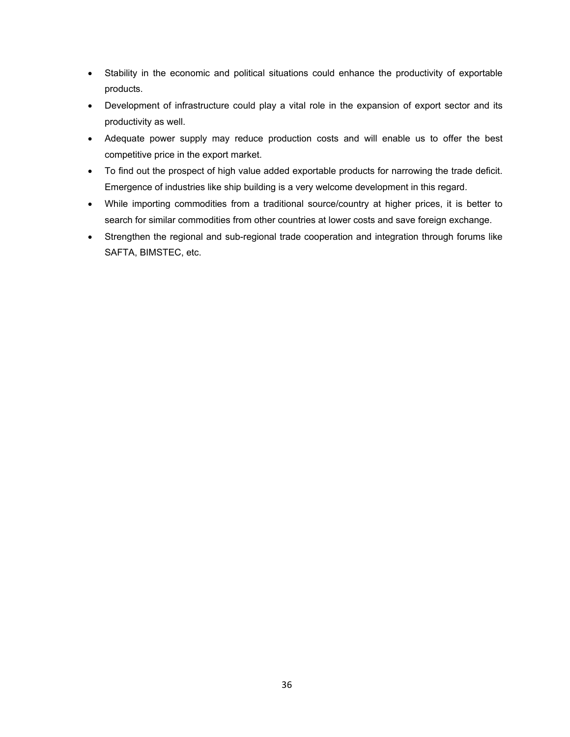- Stability in the economic and political situations could enhance the productivity of exportable products.
- Development of infrastructure could play a vital role in the expansion of export sector and its productivity as well.
- Adequate power supply may reduce production costs and will enable us to offer the best competitive price in the export market.
- To find out the prospect of high value added exportable products for narrowing the trade deficit. Emergence of industries like ship building is a very welcome development in this regard.
- While importing commodities from a traditional source/country at higher prices, it is better to search for similar commodities from other countries at lower costs and save foreign exchange.
- Strengthen the regional and sub-regional trade cooperation and integration through forums like SAFTA, BIMSTEC, etc.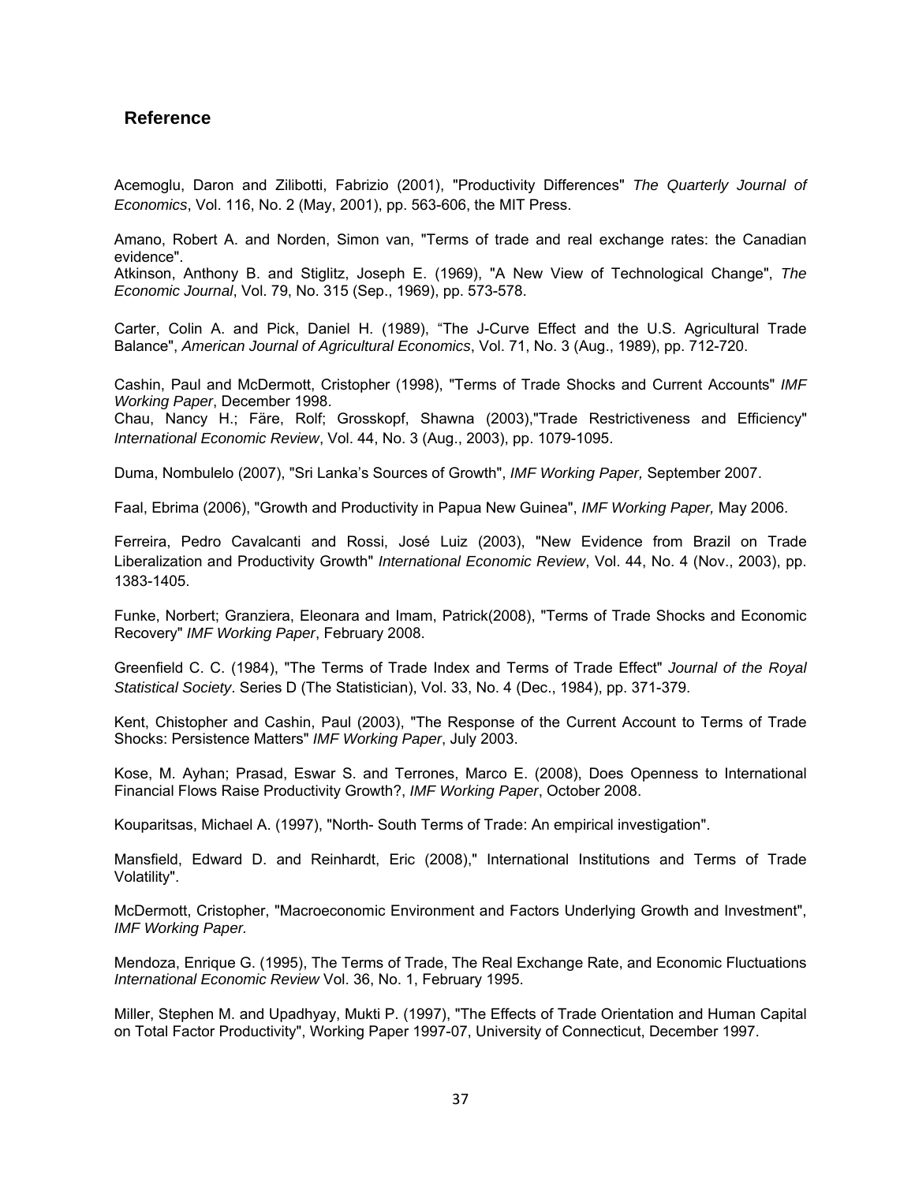## Reference

Acemoglu, Daron and Zilibotti, Fabrizio (2001), "Productivity Differences" *The Quarterly Journal of Economics*, Vol. 116, No. 2 (May, 2001), pp. 563-606, the MIT Press.

Amano, Robert A. and Norden, Simon van, "Terms of trade and real exchange rates: the Canadian evidence".

Atkinson, Anthony B. and Stiglitz, Joseph E. (1969), "A New View of Technological Change", *The Economic Journal*, Vol. 79, No. 315 (Sep., 1969), pp. 573-578.

Carter, Colin A. and Pick, Daniel H. (1989), "The J-Curve Effect and the U.S. Agricultural Trade Balance", *American Journal of Agricultural Economics*, Vol. 71, No. 3 (Aug., 1989), pp. 712-720.

Cashin, Paul and McDermott, Cristopher (1998), "Terms of Trade Shocks and Current Accounts" *IMF Working Paper*, December 1998.

Chau, Nancy H.; Färe, Rolf; Grosskopf, Shawna (2003),"Trade Restrictiveness and Efficiency" *International Economic Review*, Vol. 44, No. 3 (Aug., 2003), pp. 1079-1095.

Duma, Nombulelo (2007), "Sri Lanka's Sources of Growth", *IMF Working Paper,* September 2007.

Faal, Ebrima (2006), "Growth and Productivity in Papua New Guinea", *IMF Working Paper,* May 2006.

Ferreira, Pedro Cavalcanti and Rossi, José Luiz (2003), "New Evidence from Brazil on Trade Liberalization and Productivity Growth" *International Economic Review*, Vol. 44, No. 4 (Nov., 2003), pp. 1383-1405.

Funke, Norbert; Granziera, Eleonara and Imam, Patrick(2008), "Terms of Trade Shocks and Economic Recovery" *IMF Working Paper*, February 2008.

Greenfield C. C. (1984), "The Terms of Trade Index and Terms of Trade Effect" *Journal of the Royal Statistical Society*. Series D (The Statistician), Vol. 33, No. 4 (Dec., 1984), pp. 371-379.

Kent, Chistopher and Cashin, Paul (2003), "The Response of the Current Account to Terms of Trade Shocks: Persistence Matters" *IMF Working Paper*, July 2003.

Kose, M. Ayhan; Prasad, Eswar S. and Terrones, Marco E. (2008), Does Openness to International Financial Flows Raise Productivity Growth?, *IMF Working Paper*, October 2008.

Kouparitsas, Michael A. (1997), "North- South Terms of Trade: An empirical investigation".

Mansfield, Edward D. and Reinhardt, Eric (2008)," International Institutions and Terms of Trade Volatility".

McDermott, Cristopher, "Macroeconomic Environment and Factors Underlying Growth and Investment", *IMF Working Paper.*

Mendoza, Enrique G. (1995), The Terms of Trade, The Real Exchange Rate, and Economic Fluctuations *International Economic Review* Vol. 36, No. 1, February 1995.

Miller, Stephen M. and Upadhyay, Mukti P. (1997), "The Effects of Trade Orientation and Human Capital on Total Factor Productivity", Working Paper 1997-07, University of Connecticut, December 1997.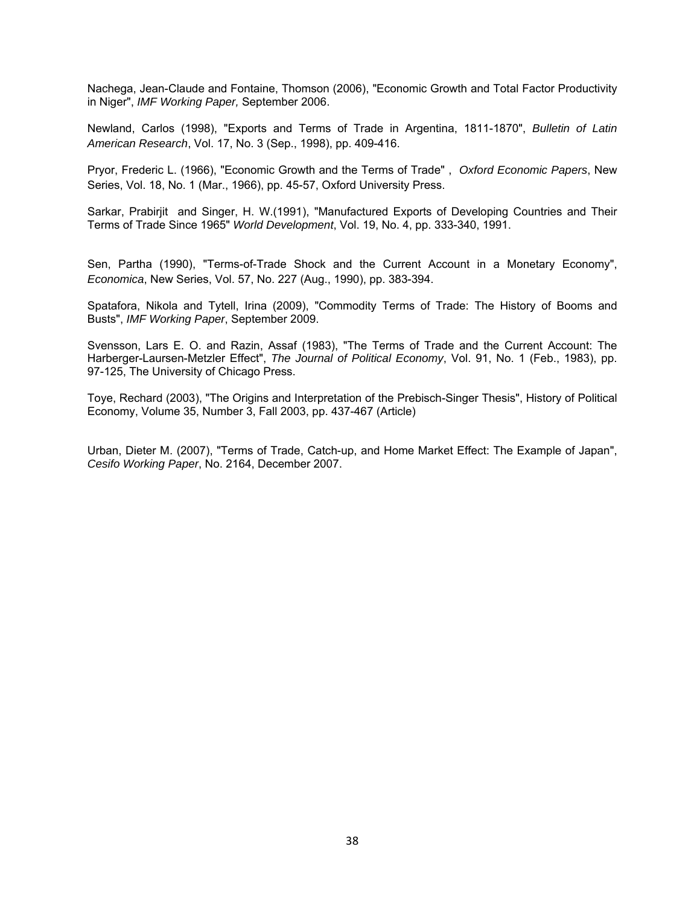Nachega, Jean-Claude and Fontaine, Thomson (2006), "Economic Growth and Total Factor Productivity in Niger", *IMF Working Paper,* September 2006.

Newland, Carlos (1998), "Exports and Terms of Trade in Argentina, 1811-1870", *Bulletin of Latin American Research*, Vol. 17, No. 3 (Sep., 1998), pp. 409-416.

Pryor, Frederic L. (1966), "Economic Growth and the Terms of Trade" , *Oxford Economic Papers*, New Series, Vol. 18, No. 1 (Mar., 1966), pp. 45-57, Oxford University Press.

Sarkar, Prabirjit and Singer, H. W.(1991), "Manufactured Exports of Developing Countries and Their Terms of Trade Since 1965" *World Development*, Vol. 19, No. 4, pp. 333-340, 1991.

Sen, Partha (1990), "Terms-of-Trade Shock and the Current Account in a Monetary Economy", *Economica*, New Series, Vol. 57, No. 227 (Aug., 1990), pp. 383-394.

Spatafora, Nikola and Tytell, Irina (2009), "Commodity Terms of Trade: The History of Booms and Busts", *IMF Working Paper*, September 2009.

Svensson, Lars E. O. and Razin, Assaf (1983), "The Terms of Trade and the Current Account: The Harberger-Laursen-Metzler Effect", *The Journal of Political Economy*, Vol. 91, No. 1 (Feb., 1983), pp. 97-125, The University of Chicago Press.

Toye, Rechard (2003), "The Origins and Interpretation of the Prebisch-Singer Thesis", History of Political Economy, Volume 35, Number 3, Fall 2003, pp. 437-467 (Article)

Urban, Dieter M. (2007), "Terms of Trade, Catch-up, and Home Market Effect: The Example of Japan", *Cesifo Working Paper*, No. 2164, December 2007.